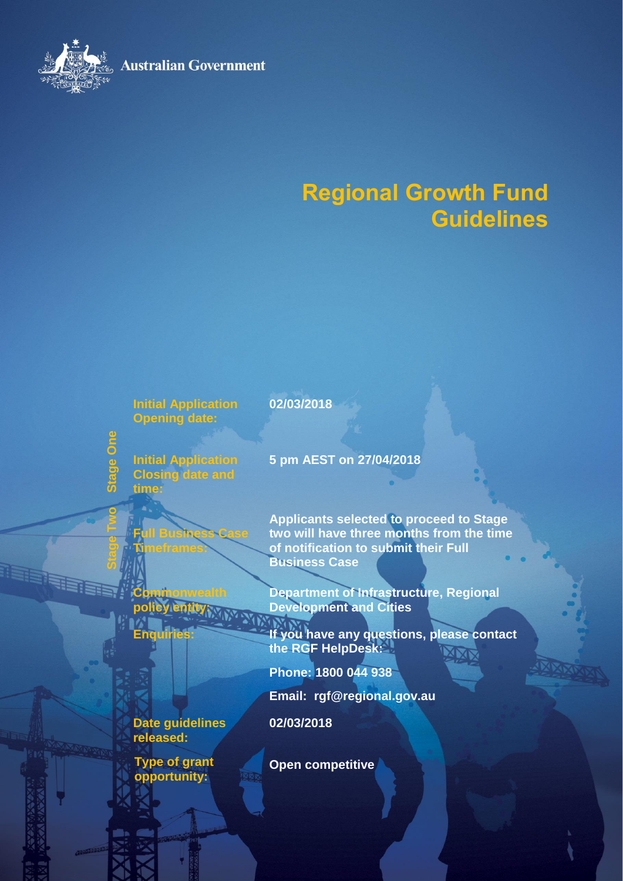Australian Government

# Regional Growth Fund Guidelines

| | | |
|---|---|---|
| Stage One | **Initial Application Opening date:** | **02/03/2018** |
| | **Initial Application Closing date and time:** | **5 pm AEST on 27/04/2018** |
| Stage Two | **Full Business Case Timeframes:** | **Applicants selected to proceed to Stage two will have three months from the time of notification to submit their Full Business Case** |
| | **Commonwealth policy entity:** | **Department of Infrastructure, Regional Development and Cities** |
| | **Enquiries:** | **If you have any questions, please contact the RGF HelpDesk:**<br>**Phone: 1800 044 938**<br>**Email: rgf@regional.gov.au** |
| | **Date guidelines released:** | **02/03/2018** |
| | **Type of grant opportunity:** | **Open competitive** |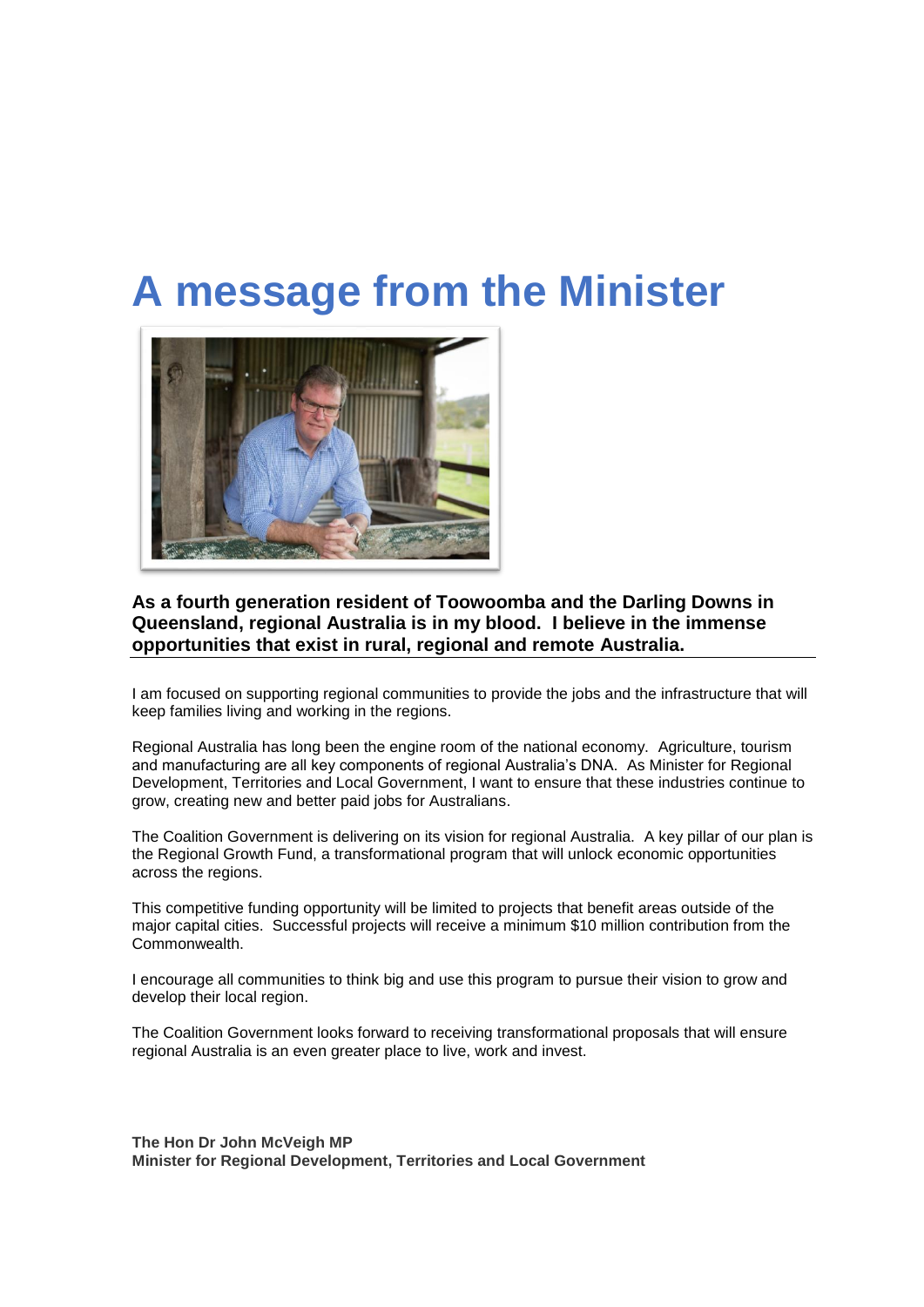# A message from the Minister

**As a fourth generation resident of Toowoomba and the Darling Downs in Queensland, regional Australia is in my blood. I believe in the immense opportunities that exist in rural, regional and remote Australia.**

I am focused on supporting regional communities to provide the jobs and the infrastructure that will keep families living and working in the regions.

Regional Australia has long been the engine room of the national economy. Agriculture, tourism and manufacturing are all key components of regional Australia's DNA. As Minister for Regional Development, Territories and Local Government, I want to ensure that these industries continue to grow, creating new and better paid jobs for Australians.

The Coalition Government is delivering on its vision for regional Australia. A key pillar of our plan is the Regional Growth Fund, a transformational program that will unlock economic opportunities across the regions.

This competitive funding opportunity will be limited to projects that benefit areas outside of the major capital cities. Successful projects will receive a minimum $10 million contribution from the Commonwealth.

I encourage all communities to think big and use this program to pursue their vision to grow and develop their local region.

The Coalition Government looks forward to receiving transformational proposals that will ensure regional Australia is an even greater place to live, work and invest.

**The Hon Dr John McVeigh MP**
**Minister for Regional Development, Territories and Local Government**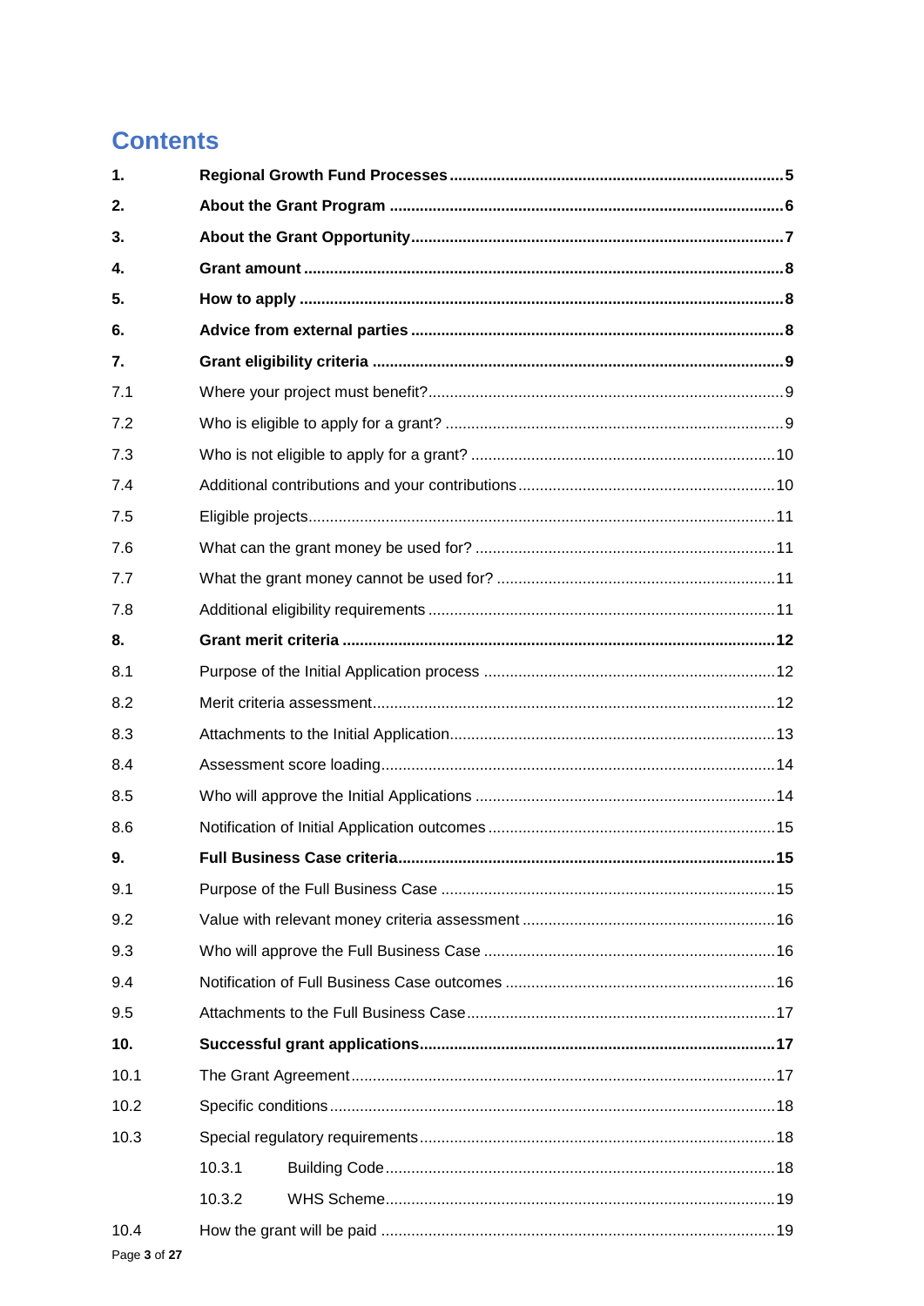# Contents

| | | |
|---|---|---|
| **1.** | **Regional Growth Fund Processes** | **5** |
| **2.** | **About the Grant Program** | **6** |
| **3.** | **About the Grant Opportunity** | **7** |
| **4.** | **Grant amount** | **8** |
| **5.** | **How to apply** | **8** |
| **6.** | **Advice from external parties** | **8** |
| **7.** | **Grant eligibility criteria** | **9** |
| 7.1 | Where your project must benefit? | 9 |
| 7.2 | Who is eligible to apply for a grant? | 9 |
| 7.3 | Who is not eligible to apply for a grant? | 10 |
| 7.4 | Additional contributions and your contributions | 10 |
| 7.5 | Eligible projects | 11 |
| 7.6 | What can the grant money be used for? | 11 |
| 7.7 | What the grant money cannot be used for? | 11 |
| 7.8 | Additional eligibility requirements | 11 |
| **8.** | **Grant merit criteria** | **12** |
| 8.1 | Purpose of the Initial Application process | 12 |
| 8.2 | Merit criteria assessment | 12 |
| 8.3 | Attachments to the Initial Application | 13 |
| 8.4 | Assessment score loading | 14 |
| 8.5 | Who will approve the Initial Applications | 14 |
| 8.6 | Notification of Initial Application outcomes | 15 |
| **9.** | **Full Business Case criteria** | **15** |
| 9.1 | Purpose of the Full Business Case | 15 |
| 9.2 | Value with relevant money criteria assessment | 16 |
| 9.3 | Who will approve the Full Business Case | 16 |
| 9.4 | Notification of Full Business Case outcomes | 16 |
| 9.5 | Attachments to the Full Business Case | 17 |
| **10.** | **Successful grant applications** | **17** |
| 10.1 | The Grant Agreement | 17 |
| 10.2 | Specific conditions | 18 |
| 10.3 | Special regulatory requirements | 18 |
| | 10.3.1 Building Code | 18 |
| | 10.3.2 WHS Scheme | 19 |
| 10.4 | How the grant will be paid | 19 |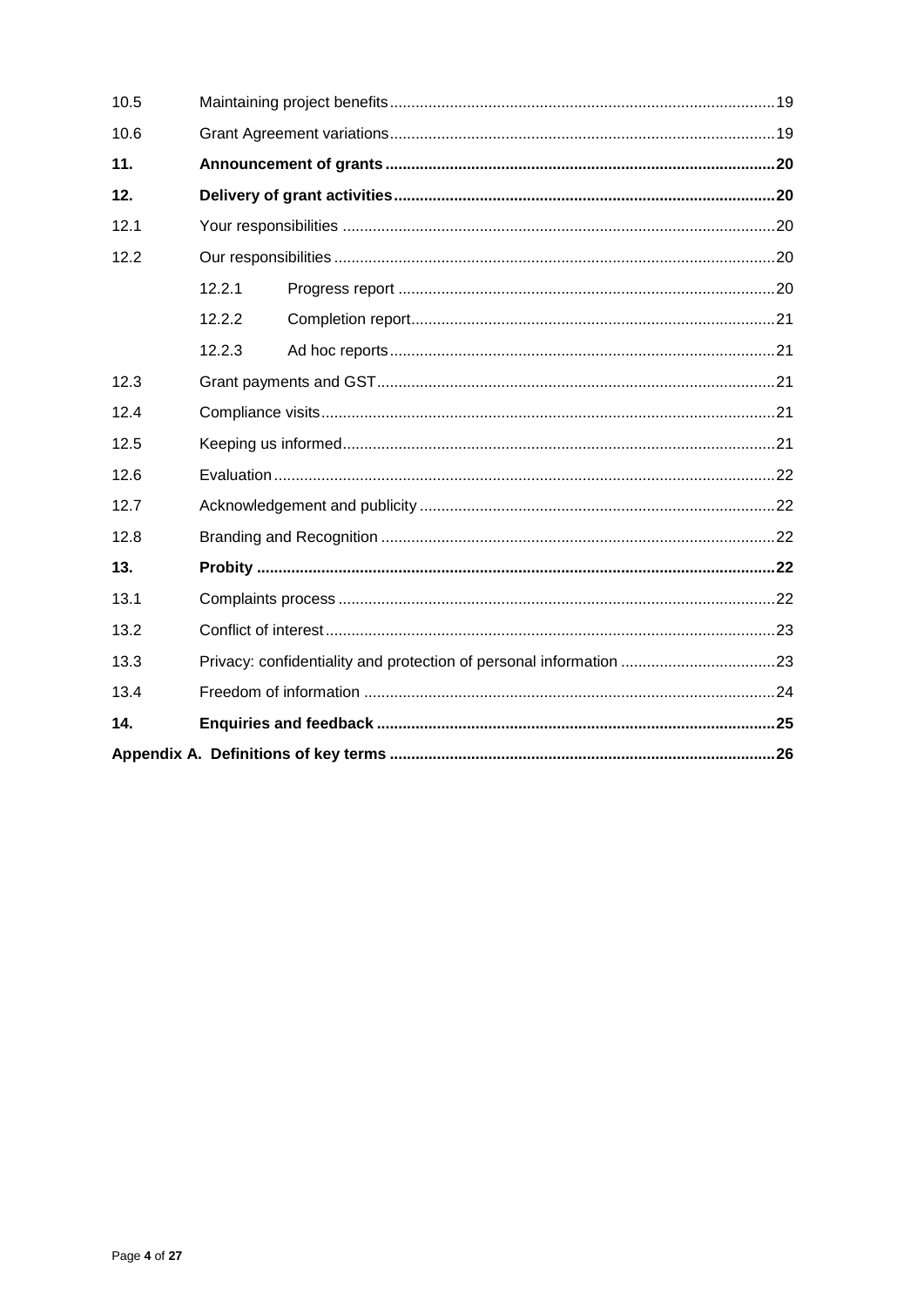| | | |
|---|---|---|
| 10.5 | Maintaining project benefits | 19 |
| 10.6 | Grant Agreement variations | 19 |
| **11.** | **Announcement of grants** | **20** |
| **12.** | **Delivery of grant activities** | **20** |
| 12.1 | Your responsibilities | 20 |
| 12.2 | Our responsibilities | 20 |
| | 12.2.1 Progress report | 20 |
| | 12.2.2 Completion report | 21 |
| | 12.2.3 Ad hoc reports | 21 |
| 12.3 | Grant payments and GST | 21 |
| 12.4 | Compliance visits | 21 |
| 12.5 | Keeping us informed | 21 |
| 12.6 | Evaluation | 22 |
| 12.7 | Acknowledgement and publicity | 22 |
| 12.8 | Branding and Recognition | 22 |
| **13.** | **Probity** | **22** |
| 13.1 | Complaints process | 22 |
| 13.2 | Conflict of interest | 23 |
| 13.3 | Privacy: confidentiality and protection of personal information | 23 |
| 13.4 | Freedom of information | 24 |
| **14.** | **Enquiries and feedback** | **25** |
| **Appendix A.** | **Definitions of key terms** | **26** |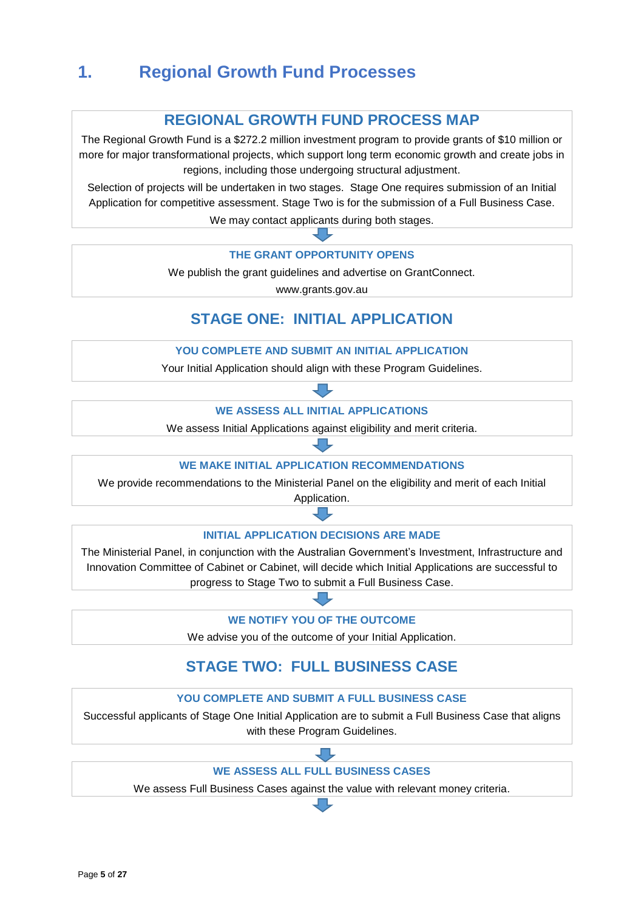# 1. Regional Growth Fund Processes

## REGIONAL GROWTH FUND PROCESS MAP

The Regional Growth Fund is a $272.2 million investment program to provide grants of $10 million or more for major transformational projects, which support long term economic growth and create jobs in regions, including those undergoing structural adjustment.

Selection of projects will be undertaken in two stages. Stage One requires submission of an Initial Application for competitive assessment. Stage Two is for the submission of a Full Business Case.

We may contact applicants during both stages.

### THE GRANT OPPORTUNITY OPENS

We publish the grant guidelines and advertise on GrantConnect.

www.grants.gov.au

## STAGE ONE: INITIAL APPLICATION

### YOU COMPLETE AND SUBMIT AN INITIAL APPLICATION

Your Initial Application should align with these Program Guidelines.

### WE ASSESS ALL INITIAL APPLICATIONS

We assess Initial Applications against eligibility and merit criteria.

### WE MAKE INITIAL APPLICATION RECOMMENDATIONS

We provide recommendations to the Ministerial Panel on the eligibility and merit of each Initial Application.

### INITIAL APPLICATION DECISIONS ARE MADE

The Ministerial Panel, in conjunction with the Australian Government's Investment, Infrastructure and Innovation Committee of Cabinet or Cabinet, will decide which Initial Applications are successful to progress to Stage Two to submit a Full Business Case.

### WE NOTIFY YOU OF THE OUTCOME

We advise you of the outcome of your Initial Application.

## STAGE TWO: FULL BUSINESS CASE

### YOU COMPLETE AND SUBMIT A FULL BUSINESS CASE

Successful applicants of Stage One Initial Application are to submit a Full Business Case that aligns with these Program Guidelines.

### WE ASSESS ALL FULL BUSINESS CASES

We assess Full Business Cases against the value with relevant money criteria.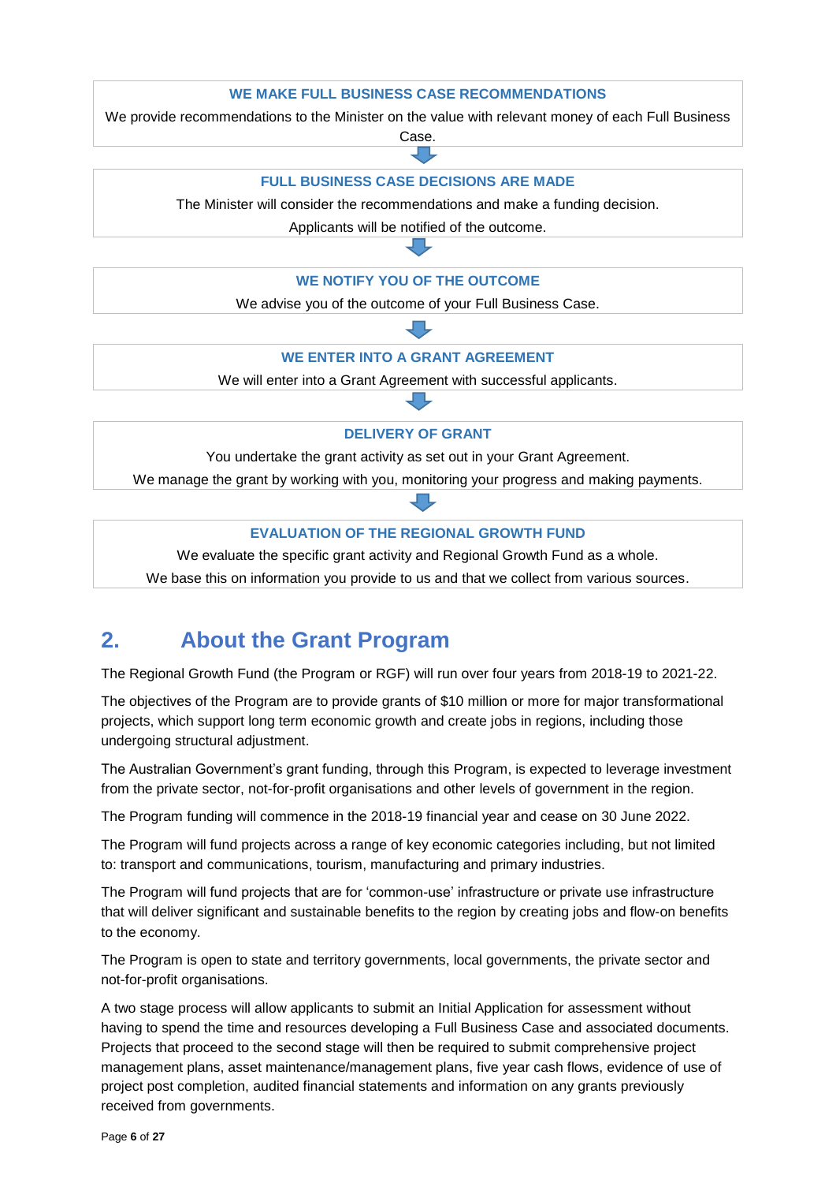**WE MAKE FULL BUSINESS CASE RECOMMENDATIONS**

We provide recommendations to the Minister on the value with relevant money of each Full Business Case.

**FULL BUSINESS CASE DECISIONS ARE MADE**

The Minister will consider the recommendations and make a funding decision.

Applicants will be notified of the outcome.

**WE NOTIFY YOU OF THE OUTCOME**

We advise you of the outcome of your Full Business Case.

**WE ENTER INTO A GRANT AGREEMENT**

We will enter into a Grant Agreement with successful applicants.

**DELIVERY OF GRANT**

You undertake the grant activity as set out in your Grant Agreement.

We manage the grant by working with you, monitoring your progress and making payments.

**EVALUATION OF THE REGIONAL GROWTH FUND**

We evaluate the specific grant activity and Regional Growth Fund as a whole.

We base this on information you provide to us and that we collect from various sources.

# 2. About the Grant Program

The Regional Growth Fund (the Program or RGF) will run over four years from 2018-19 to 2021-22.

The objectives of the Program are to provide grants of $10 million or more for major transformational projects, which support long term economic growth and create jobs in regions, including those undergoing structural adjustment.

The Australian Government's grant funding, through this Program, is expected to leverage investment from the private sector, not-for-profit organisations and other levels of government in the region.

The Program funding will commence in the 2018-19 financial year and cease on 30 June 2022.

The Program will fund projects across a range of key economic categories including, but not limited to: transport and communications, tourism, manufacturing and primary industries.

The Program will fund projects that are for 'common-use' infrastructure or private use infrastructure that will deliver significant and sustainable benefits to the region by creating jobs and flow-on benefits to the economy.

The Program is open to state and territory governments, local governments, the private sector and not-for-profit organisations.

A two stage process will allow applicants to submit an Initial Application for assessment without having to spend the time and resources developing a Full Business Case and associated documents. Projects that proceed to the second stage will then be required to submit comprehensive project management plans, asset maintenance/management plans, five year cash flows, evidence of use of project post completion, audited financial statements and information on any grants previously received from governments.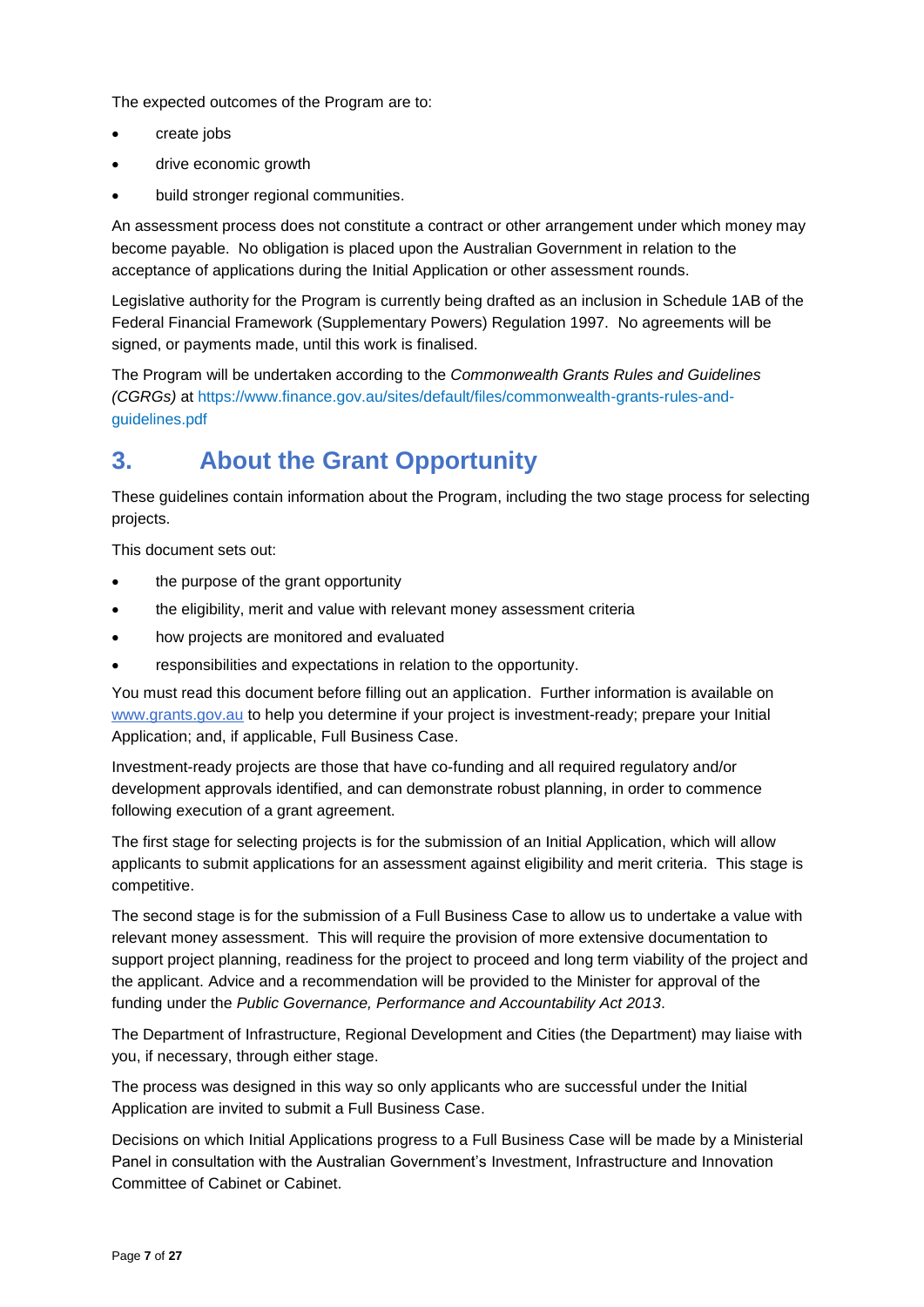The expected outcomes of the Program are to:

- create jobs
- drive economic growth
- build stronger regional communities.

An assessment process does not constitute a contract or other arrangement under which money may become payable. No obligation is placed upon the Australian Government in relation to the acceptance of applications during the Initial Application or other assessment rounds.

Legislative authority for the Program is currently being drafted as an inclusion in Schedule 1AB of the Federal Financial Framework (Supplementary Powers) Regulation 1997. No agreements will be signed, or payments made, until this work is finalised.

The Program will be undertaken according to the *Commonwealth Grants Rules and Guidelines (CGRGs)* at https://www.finance.gov.au/sites/default/files/commonwealth-grants-rules-and-guidelines.pdf

# 3. About the Grant Opportunity

These guidelines contain information about the Program, including the two stage process for selecting projects.

This document sets out:

- the purpose of the grant opportunity
- the eligibility, merit and value with relevant money assessment criteria
- how projects are monitored and evaluated
- responsibilities and expectations in relation to the opportunity.

You must read this document before filling out an application. Further information is available on www.grants.gov.au to help you determine if your project is investment-ready; prepare your Initial Application; and, if applicable, Full Business Case.

Investment-ready projects are those that have co-funding and all required regulatory and/or development approvals identified, and can demonstrate robust planning, in order to commence following execution of a grant agreement.

The first stage for selecting projects is for the submission of an Initial Application, which will allow applicants to submit applications for an assessment against eligibility and merit criteria. This stage is competitive.

The second stage is for the submission of a Full Business Case to allow us to undertake a value with relevant money assessment. This will require the provision of more extensive documentation to support project planning, readiness for the project to proceed and long term viability of the project and the applicant. Advice and a recommendation will be provided to the Minister for approval of the funding under the *Public Governance, Performance and Accountability Act 2013*.

The Department of Infrastructure, Regional Development and Cities (the Department) may liaise with you, if necessary, through either stage.

The process was designed in this way so only applicants who are successful under the Initial Application are invited to submit a Full Business Case.

Decisions on which Initial Applications progress to a Full Business Case will be made by a Ministerial Panel in consultation with the Australian Government's Investment, Infrastructure and Innovation Committee of Cabinet or Cabinet.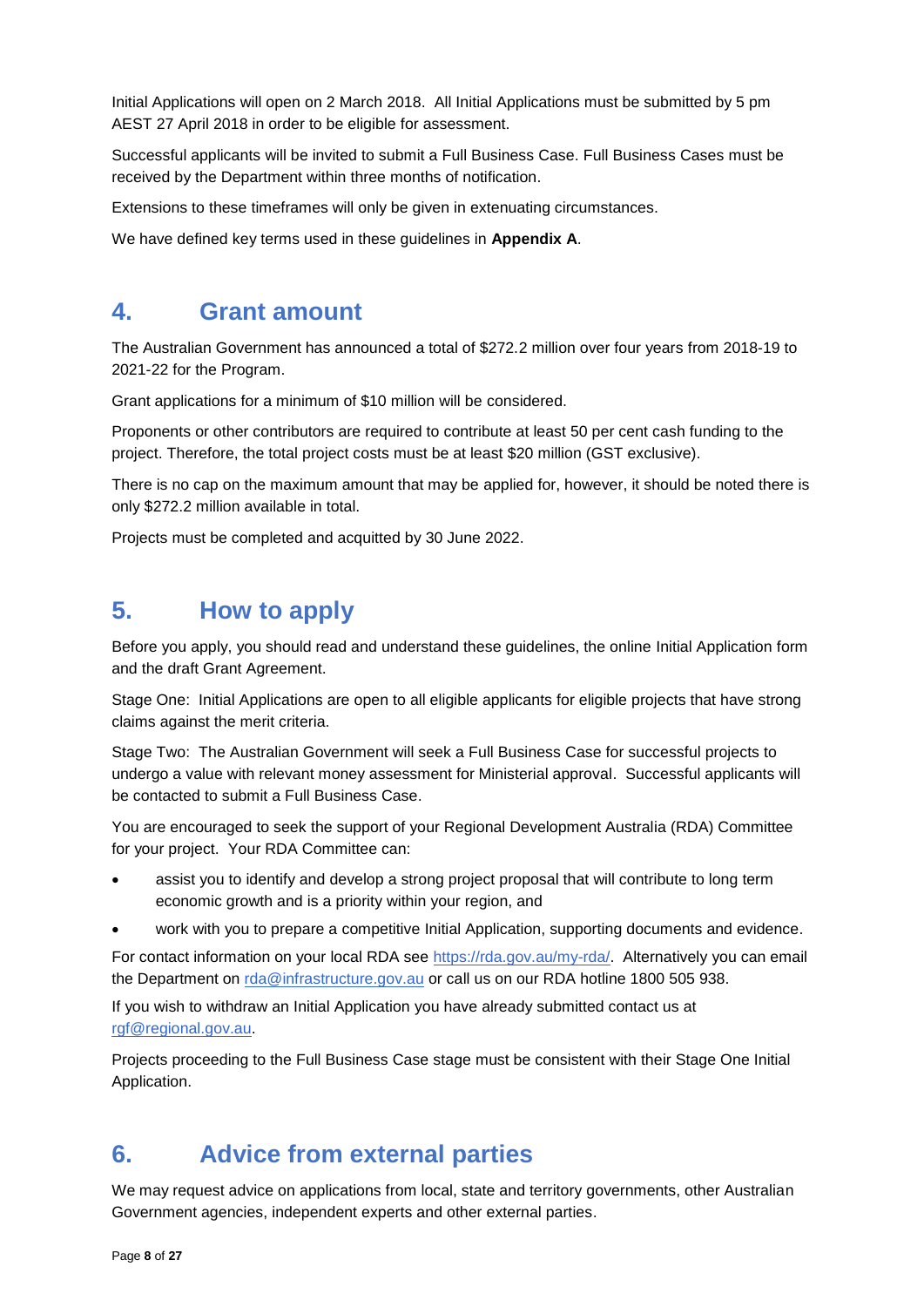Initial Applications will open on 2 March 2018. All Initial Applications must be submitted by 5 pm AEST 27 April 2018 in order to be eligible for assessment.

Successful applicants will be invited to submit a Full Business Case. Full Business Cases must be received by the Department within three months of notification.

Extensions to these timeframes will only be given in extenuating circumstances.

We have defined key terms used in these guidelines in **Appendix A**.

## 4. Grant amount

The Australian Government has announced a total of $272.2 million over four years from 2018-19 to 2021-22 for the Program.

Grant applications for a minimum of $10 million will be considered.

Proponents or other contributors are required to contribute at least 50 per cent cash funding to the project. Therefore, the total project costs must be at least $20 million (GST exclusive).

There is no cap on the maximum amount that may be applied for, however, it should be noted there is only $272.2 million available in total.

Projects must be completed and acquitted by 30 June 2022.

## 5. How to apply

Before you apply, you should read and understand these guidelines, the online Initial Application form and the draft Grant Agreement.

Stage One: Initial Applications are open to all eligible applicants for eligible projects that have strong claims against the merit criteria.

Stage Two: The Australian Government will seek a Full Business Case for successful projects to undergo a value with relevant money assessment for Ministerial approval. Successful applicants will be contacted to submit a Full Business Case.

You are encouraged to seek the support of your Regional Development Australia (RDA) Committee for your project. Your RDA Committee can:

- assist you to identify and develop a strong project proposal that will contribute to long term economic growth and is a priority within your region, and
- work with you to prepare a competitive Initial Application, supporting documents and evidence.

For contact information on your local RDA see https://rda.gov.au/my-rda/. Alternatively you can email the Department on rda@infrastructure.gov.au or call us on our RDA hotline 1800 505 938.

If you wish to withdraw an Initial Application you have already submitted contact us at rgf@regional.gov.au.

Projects proceeding to the Full Business Case stage must be consistent with their Stage One Initial Application.

## 6. Advice from external parties

We may request advice on applications from local, state and territory governments, other Australian Government agencies, independent experts and other external parties.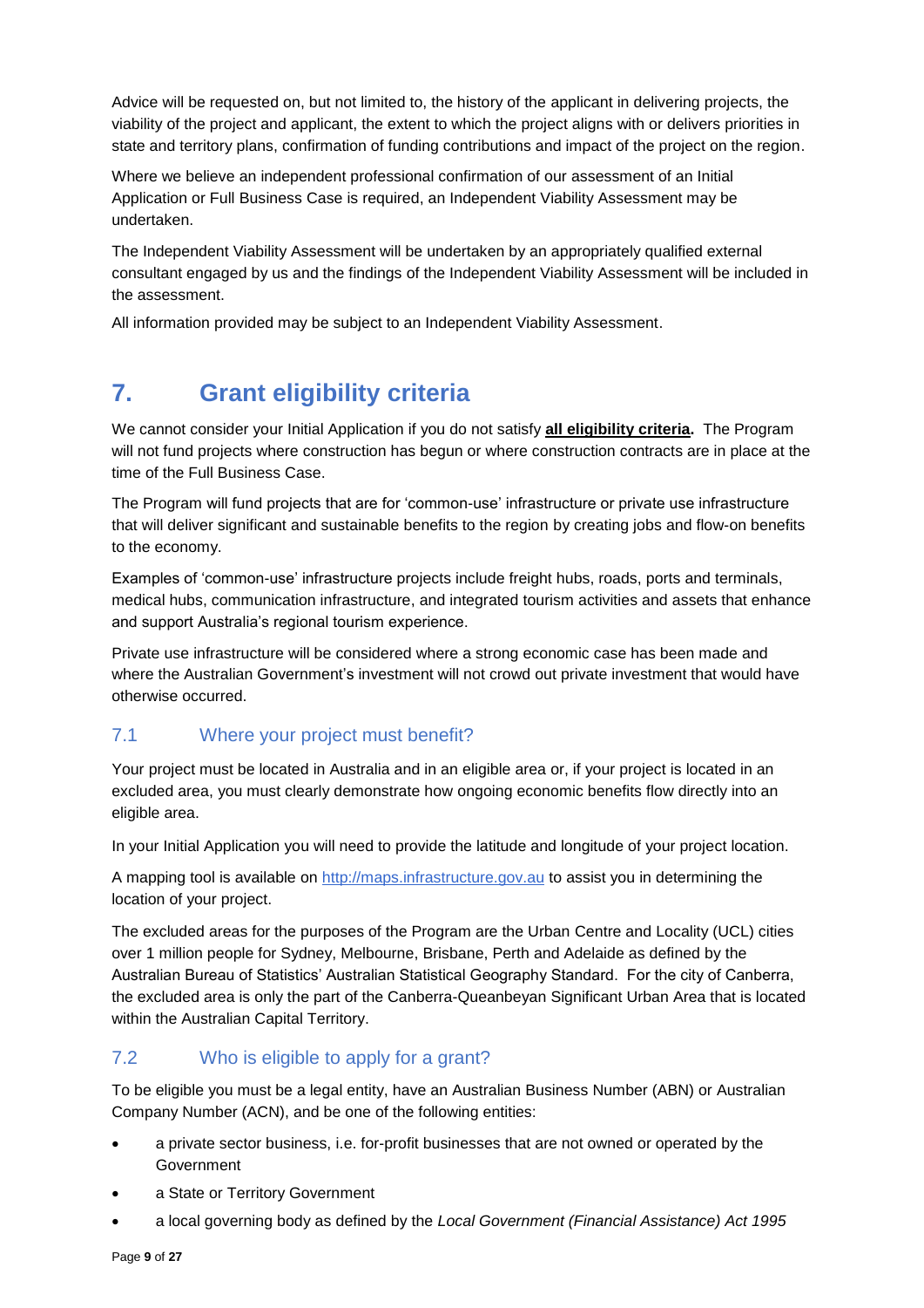Advice will be requested on, but not limited to, the history of the applicant in delivering projects, the viability of the project and applicant, the extent to which the project aligns with or delivers priorities in state and territory plans, confirmation of funding contributions and impact of the project on the region.

Where we believe an independent professional confirmation of our assessment of an Initial Application or Full Business Case is required, an Independent Viability Assessment may be undertaken.

The Independent Viability Assessment will be undertaken by an appropriately qualified external consultant engaged by us and the findings of the Independent Viability Assessment will be included in the assessment.

All information provided may be subject to an Independent Viability Assessment.

# 7. Grant eligibility criteria

We cannot consider your Initial Application if you do not satisfy **all eligibility criteria.** The Program will not fund projects where construction has begun or where construction contracts are in place at the time of the Full Business Case.

The Program will fund projects that are for 'common-use' infrastructure or private use infrastructure that will deliver significant and sustainable benefits to the region by creating jobs and flow-on benefits to the economy.

Examples of 'common-use' infrastructure projects include freight hubs, roads, ports and terminals, medical hubs, communication infrastructure, and integrated tourism activities and assets that enhance and support Australia's regional tourism experience.

Private use infrastructure will be considered where a strong economic case has been made and where the Australian Government's investment will not crowd out private investment that would have otherwise occurred.

## 7.1 Where your project must benefit?

Your project must be located in Australia and in an eligible area or, if your project is located in an excluded area, you must clearly demonstrate how ongoing economic benefits flow directly into an eligible area.

In your Initial Application you will need to provide the latitude and longitude of your project location.

A mapping tool is available on [http://maps.infrastructure.gov.au](http://maps.infrastructure.gov.au) to assist you in determining the location of your project.

The excluded areas for the purposes of the Program are the Urban Centre and Locality (UCL) cities over 1 million people for Sydney, Melbourne, Brisbane, Perth and Adelaide as defined by the Australian Bureau of Statistics' Australian Statistical Geography Standard. For the city of Canberra, the excluded area is only the part of the Canberra-Queanbeyan Significant Urban Area that is located within the Australian Capital Territory.

## 7.2 Who is eligible to apply for a grant?

To be eligible you must be a legal entity, have an Australian Business Number (ABN) or Australian Company Number (ACN), and be one of the following entities:

- a private sector business, i.e. for-profit businesses that are not owned or operated by the Government
- a State or Territory Government
- a local governing body as defined by the *Local Government (Financial Assistance) Act 1995*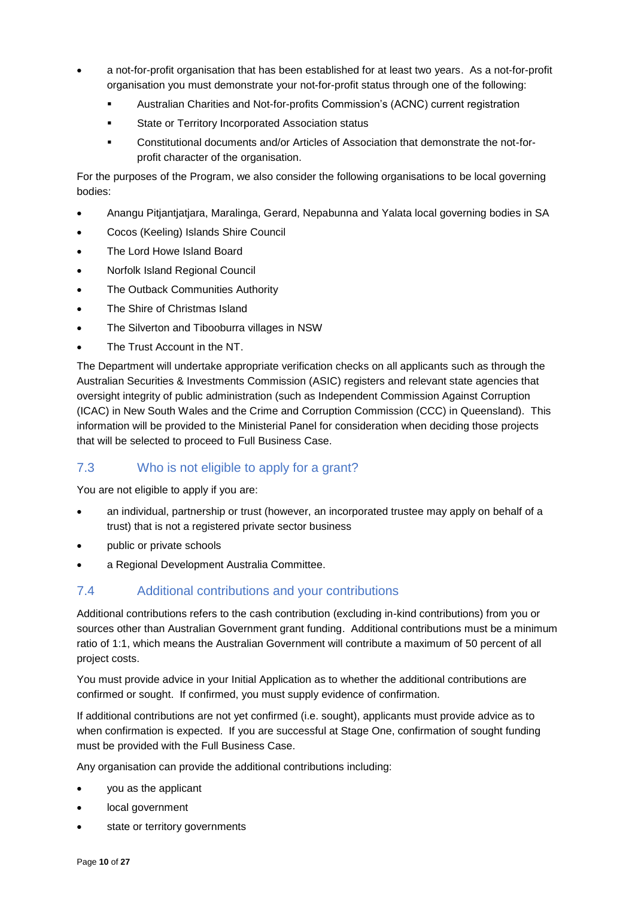- a not-for-profit organisation that has been established for at least two years. As a not-for-profit organisation you must demonstrate your not-for-profit status through one of the following:
  - Australian Charities and Not-for-profits Commission's (ACNC) current registration
  - State or Territory Incorporated Association status
  - Constitutional documents and/or Articles of Association that demonstrate the not-for-profit character of the organisation.

For the purposes of the Program, we also consider the following organisations to be local governing bodies:

- Anangu Pitjantjatjara, Maralinga, Gerard, Nepabunna and Yalata local governing bodies in SA
- Cocos (Keeling) Islands Shire Council
- The Lord Howe Island Board
- Norfolk Island Regional Council
- The Outback Communities Authority
- The Shire of Christmas Island
- The Silverton and Tibooburra villages in NSW
- The Trust Account in the NT.

The Department will undertake appropriate verification checks on all applicants such as through the Australian Securities & Investments Commission (ASIC) registers and relevant state agencies that oversight integrity of public administration (such as Independent Commission Against Corruption (ICAC) in New South Wales and the Crime and Corruption Commission (CCC) in Queensland). This information will be provided to the Ministerial Panel for consideration when deciding those projects that will be selected to proceed to Full Business Case.

## 7.3 Who is not eligible to apply for a grant?

You are not eligible to apply if you are:

- an individual, partnership or trust (however, an incorporated trustee may apply on behalf of a trust) that is not a registered private sector business
- public or private schools
- a Regional Development Australia Committee.

## 7.4 Additional contributions and your contributions

Additional contributions refers to the cash contribution (excluding in-kind contributions) from you or sources other than Australian Government grant funding. Additional contributions must be a minimum ratio of 1:1, which means the Australian Government will contribute a maximum of 50 percent of all project costs.

You must provide advice in your Initial Application as to whether the additional contributions are confirmed or sought. If confirmed, you must supply evidence of confirmation.

If additional contributions are not yet confirmed (i.e. sought), applicants must provide advice as to when confirmation is expected. If you are successful at Stage One, confirmation of sought funding must be provided with the Full Business Case.

Any organisation can provide the additional contributions including:

- you as the applicant
- local government
- state or territory governments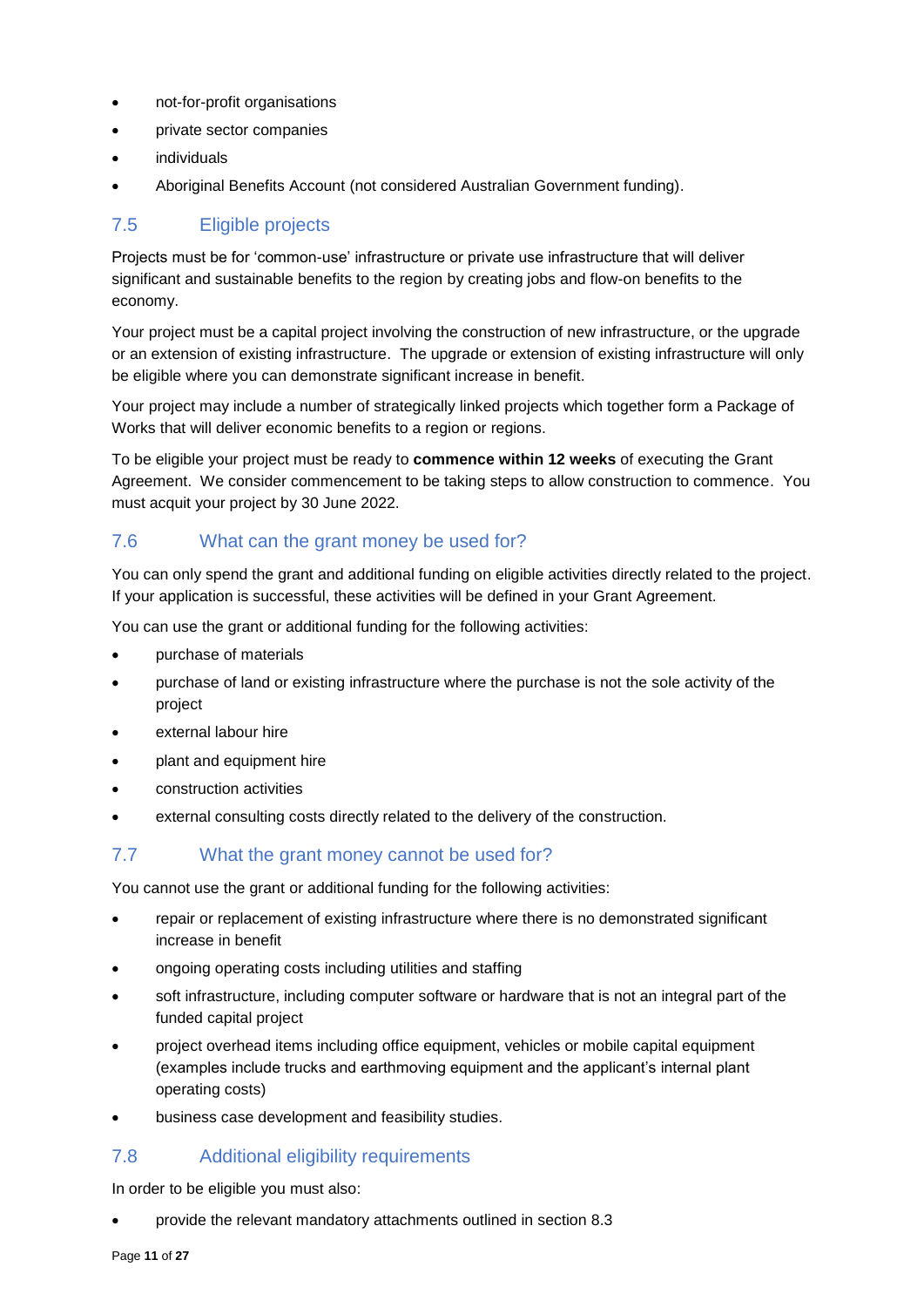- not-for-profit organisations
- private sector companies
- individuals
- Aboriginal Benefits Account (not considered Australian Government funding).

## 7.5 Eligible projects

Projects must be for 'common-use' infrastructure or private use infrastructure that will deliver significant and sustainable benefits to the region by creating jobs and flow-on benefits to the economy.

Your project must be a capital project involving the construction of new infrastructure, or the upgrade or an extension of existing infrastructure. The upgrade or extension of existing infrastructure will only be eligible where you can demonstrate significant increase in benefit.

Your project may include a number of strategically linked projects which together form a Package of Works that will deliver economic benefits to a region or regions.

To be eligible your project must be ready to **commence within 12 weeks** of executing the Grant Agreement. We consider commencement to be taking steps to allow construction to commence. You must acquit your project by 30 June 2022.

## 7.6 What can the grant money be used for?

You can only spend the grant and additional funding on eligible activities directly related to the project. If your application is successful, these activities will be defined in your Grant Agreement.

You can use the grant or additional funding for the following activities:

- purchase of materials
- purchase of land or existing infrastructure where the purchase is not the sole activity of the project
- external labour hire
- plant and equipment hire
- construction activities
- external consulting costs directly related to the delivery of the construction.

## 7.7 What the grant money cannot be used for?

You cannot use the grant or additional funding for the following activities:

- repair or replacement of existing infrastructure where there is no demonstrated significant increase in benefit
- ongoing operating costs including utilities and staffing
- soft infrastructure, including computer software or hardware that is not an integral part of the funded capital project
- project overhead items including office equipment, vehicles or mobile capital equipment (examples include trucks and earthmoving equipment and the applicant's internal plant operating costs)
- business case development and feasibility studies.

## 7.8 Additional eligibility requirements

In order to be eligible you must also:

- provide the relevant mandatory attachments outlined in section 8.3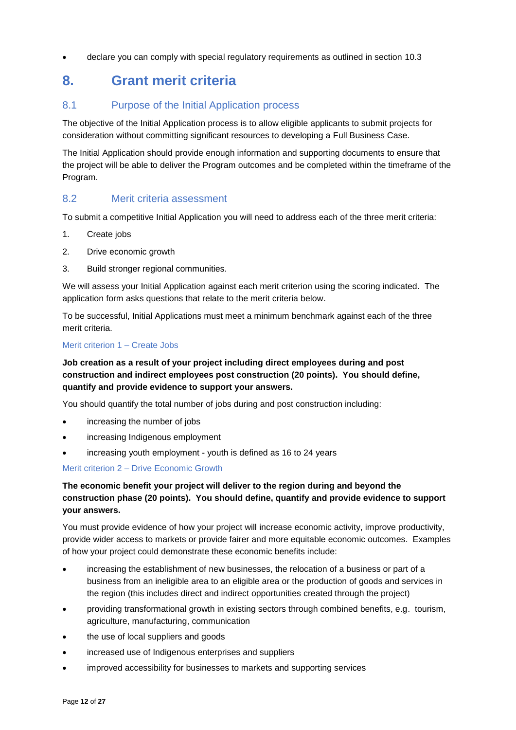- declare you can comply with special regulatory requirements as outlined in section 10.3

# 8. Grant merit criteria

## 8.1 Purpose of the Initial Application process

The objective of the Initial Application process is to allow eligible applicants to submit projects for consideration without committing significant resources to developing a Full Business Case.

The Initial Application should provide enough information and supporting documents to ensure that the project will be able to deliver the Program outcomes and be completed within the timeframe of the Program.

## 8.2 Merit criteria assessment

To submit a competitive Initial Application you will need to address each of the three merit criteria:

1. Create jobs
2. Drive economic growth
3. Build stronger regional communities.

We will assess your Initial Application against each merit criterion using the scoring indicated. The application form asks questions that relate to the merit criteria below.

To be successful, Initial Applications must meet a minimum benchmark against each of the three merit criteria.

### Merit criterion 1 – Create Jobs

**Job creation as a result of your project including direct employees during and post construction and indirect employees post construction (20 points). You should define, quantify and provide evidence to support your answers.**

You should quantify the total number of jobs during and post construction including:

- increasing the number of jobs
- increasing Indigenous employment
- increasing youth employment - youth is defined as 16 to 24 years

### Merit criterion 2 – Drive Economic Growth

**The economic benefit your project will deliver to the region during and beyond the construction phase (20 points). You should define, quantify and provide evidence to support your answers.**

You must provide evidence of how your project will increase economic activity, improve productivity, provide wider access to markets or provide fairer and more equitable economic outcomes. Examples of how your project could demonstrate these economic benefits include:

- increasing the establishment of new businesses, the relocation of a business or part of a business from an ineligible area to an eligible area or the production of goods and services in the region (this includes direct and indirect opportunities created through the project)
- providing transformational growth in existing sectors through combined benefits, e.g. tourism, agriculture, manufacturing, communication
- the use of local suppliers and goods
- increased use of Indigenous enterprises and suppliers
- improved accessibility for businesses to markets and supporting services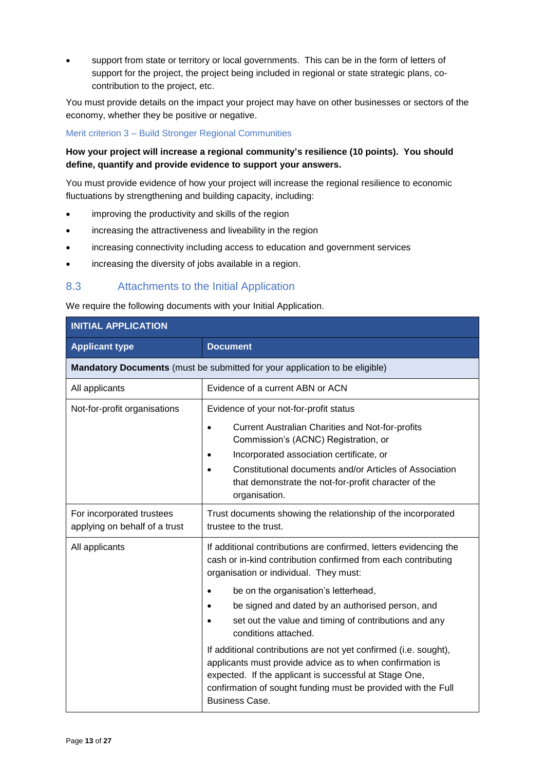- support from state or territory or local governments. This can be in the form of letters of support for the project, the project being included in regional or state strategic plans, co-contribution to the project, etc.

You must provide details on the impact your project may have on other businesses or sectors of the economy, whether they be positive or negative.

#### Merit criterion 3 – Build Stronger Regional Communities

**How your project will increase a regional community's resilience (10 points). You should define, quantify and provide evidence to support your answers.**

You must provide evidence of how your project will increase the regional resilience to economic fluctuations by strengthening and building capacity, including:

- improving the productivity and skills of the region
- increasing the attractiveness and liveability in the region
- increasing connectivity including access to education and government services
- increasing the diversity of jobs available in a region.

## 8.3 Attachments to the Initial Application

We require the following documents with your Initial Application.

| INITIAL APPLICATION | |
|---|---|
| **Applicant type** | **Document** |
| **Mandatory Documents** (must be submitted for your application to be eligible) | |
| All applicants | Evidence of a current ABN or ACN |
| Not-for-profit organisations | Evidence of your not-for-profit status<br>• Current Australian Charities and Not-for-profits Commission's (ACNC) Registration, or<br>• Incorporated association certificate, or<br>• Constitutional documents and/or Articles of Association that demonstrate the not-for-profit character of the organisation. |
| For incorporated trustees applying on behalf of a trust | Trust documents showing the relationship of the incorporated trustee to the trust. |
| All applicants | If additional contributions are confirmed, letters evidencing the cash or in-kind contribution confirmed from each contributing organisation or individual. They must:<br>• be on the organisation's letterhead,<br>• be signed and dated by an authorised person, and<br>• set out the value and timing of contributions and any conditions attached.<br>If additional contributions are not yet confirmed (i.e. sought), applicants must provide advice as to when confirmation is expected. If the applicant is successful at Stage One, confirmation of sought funding must be provided with the Full Business Case. |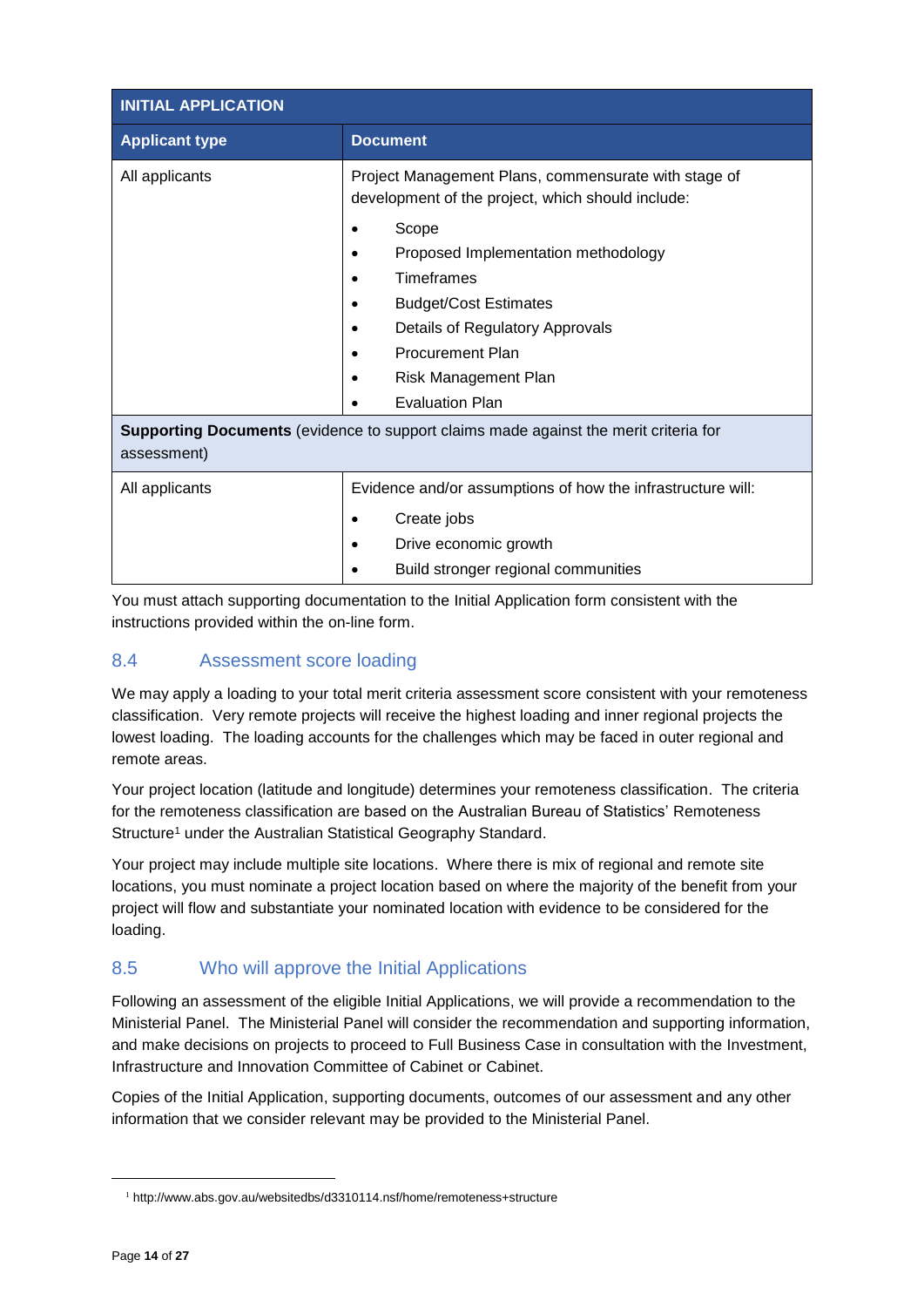| INITIAL APPLICATION | |
|---|---|
| **Applicant type** | **Document** |
| All applicants | Project Management Plans, commensurate with stage of development of the project, which should include:<br>• Scope<br>• Proposed Implementation methodology<br>• Timeframes<br>• Budget/Cost Estimates<br>• Details of Regulatory Approvals<br>• Procurement Plan<br>• Risk Management Plan<br>• Evaluation Plan |
| **Supporting Documents** (evidence to support claims made against the merit criteria for assessment) | |
| All applicants | Evidence and/or assumptions of how the infrastructure will:<br>• Create jobs<br>• Drive economic growth<br>• Build stronger regional communities |

You must attach supporting documentation to the Initial Application form consistent with the instructions provided within the on-line form.

## 8.4 Assessment score loading

We may apply a loading to your total merit criteria assessment score consistent with your remoteness classification. Very remote projects will receive the highest loading and inner regional projects the lowest loading. The loading accounts for the challenges which may be faced in outer regional and remote areas.

Your project location (latitude and longitude) determines your remoteness classification. The criteria for the remoteness classification are based on the Australian Bureau of Statistics' Remoteness Structure[1] under the Australian Statistical Geography Standard.

Your project may include multiple site locations. Where there is mix of regional and remote site locations, you must nominate a project location based on where the majority of the benefit from your project will flow and substantiate your nominated location with evidence to be considered for the loading.

## 8.5 Who will approve the Initial Applications

Following an assessment of the eligible Initial Applications, we will provide a recommendation to the Ministerial Panel. The Ministerial Panel will consider the recommendation and supporting information, and make decisions on projects to proceed to Full Business Case in consultation with the Investment, Infrastructure and Innovation Committee of Cabinet or Cabinet.

Copies of the Initial Application, supporting documents, outcomes of our assessment and any other information that we consider relevant may be provided to the Ministerial Panel.

[1] http://www.abs.gov.au/websitedbs/d3310114.nsf/home/remoteness+structure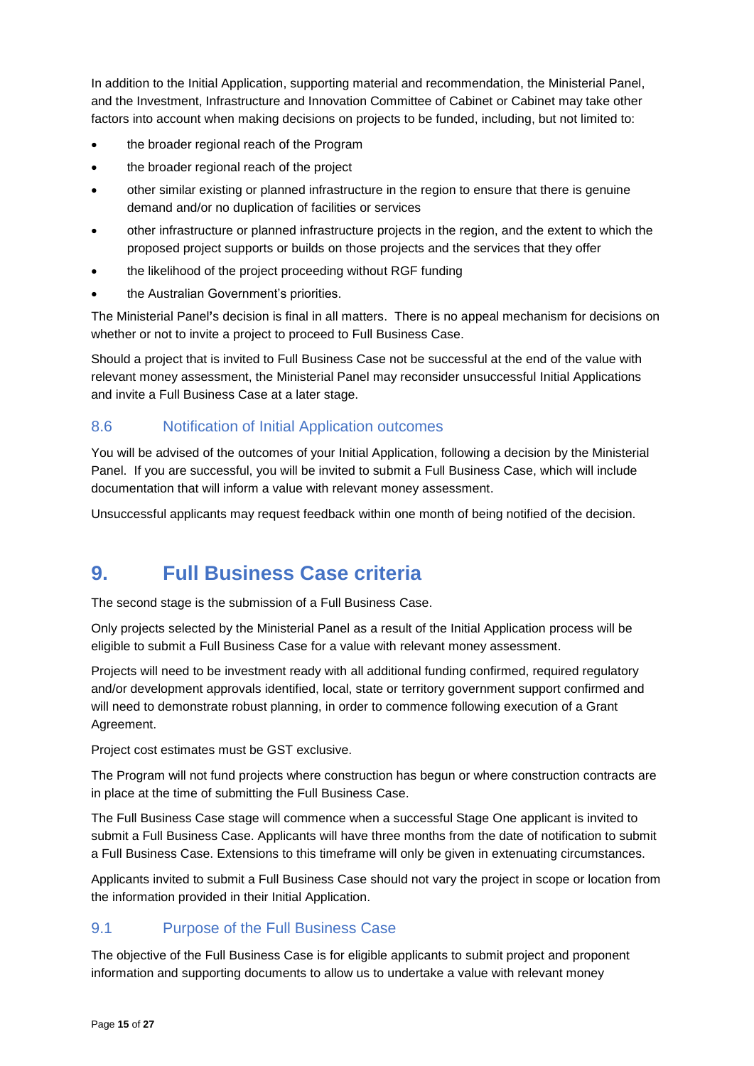In addition to the Initial Application, supporting material and recommendation, the Ministerial Panel, and the Investment, Infrastructure and Innovation Committee of Cabinet or Cabinet may take other factors into account when making decisions on projects to be funded, including, but not limited to:

- the broader regional reach of the Program
- the broader regional reach of the project
- other similar existing or planned infrastructure in the region to ensure that there is genuine demand and/or no duplication of facilities or services
- other infrastructure or planned infrastructure projects in the region, and the extent to which the proposed project supports or builds on those projects and the services that they offer
- the likelihood of the project proceeding without RGF funding
- the Australian Government's priorities.

The Ministerial Panel's decision is final in all matters. There is no appeal mechanism for decisions on whether or not to invite a project to proceed to Full Business Case.

Should a project that is invited to Full Business Case not be successful at the end of the value with relevant money assessment, the Ministerial Panel may reconsider unsuccessful Initial Applications and invite a Full Business Case at a later stage.

### 8.6 Notification of Initial Application outcomes

You will be advised of the outcomes of your Initial Application, following a decision by the Ministerial Panel. If you are successful, you will be invited to submit a Full Business Case, which will include documentation that will inform a value with relevant money assessment.

Unsuccessful applicants may request feedback within one month of being notified of the decision.

## 9. Full Business Case criteria

The second stage is the submission of a Full Business Case.

Only projects selected by the Ministerial Panel as a result of the Initial Application process will be eligible to submit a Full Business Case for a value with relevant money assessment.

Projects will need to be investment ready with all additional funding confirmed, required regulatory and/or development approvals identified, local, state or territory government support confirmed and will need to demonstrate robust planning, in order to commence following execution of a Grant Agreement.

Project cost estimates must be GST exclusive.

The Program will not fund projects where construction has begun or where construction contracts are in place at the time of submitting the Full Business Case.

The Full Business Case stage will commence when a successful Stage One applicant is invited to submit a Full Business Case. Applicants will have three months from the date of notification to submit a Full Business Case. Extensions to this timeframe will only be given in extenuating circumstances.

Applicants invited to submit a Full Business Case should not vary the project in scope or location from the information provided in their Initial Application.

### 9.1 Purpose of the Full Business Case

The objective of the Full Business Case is for eligible applicants to submit project and proponent information and supporting documents to allow us to undertake a value with relevant money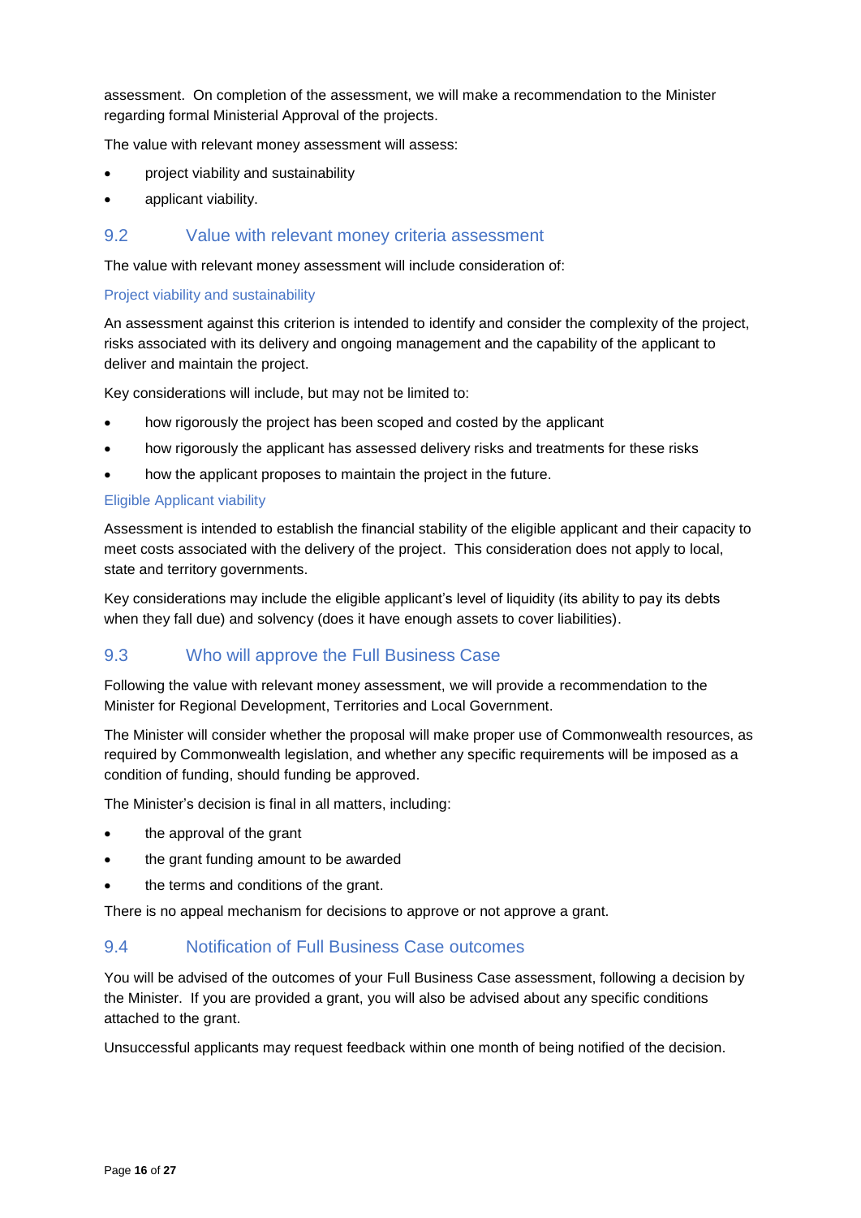assessment. On completion of the assessment, we will make a recommendation to the Minister regarding formal Ministerial Approval of the projects.

The value with relevant money assessment will assess:

- project viability and sustainability
- applicant viability.

## 9.2 Value with relevant money criteria assessment

The value with relevant money assessment will include consideration of:

### Project viability and sustainability

An assessment against this criterion is intended to identify and consider the complexity of the project, risks associated with its delivery and ongoing management and the capability of the applicant to deliver and maintain the project.

Key considerations will include, but may not be limited to:

- how rigorously the project has been scoped and costed by the applicant
- how rigorously the applicant has assessed delivery risks and treatments for these risks
- how the applicant proposes to maintain the project in the future.

### Eligible Applicant viability

Assessment is intended to establish the financial stability of the eligible applicant and their capacity to meet costs associated with the delivery of the project. This consideration does not apply to local, state and territory governments.

Key considerations may include the eligible applicant's level of liquidity (its ability to pay its debts when they fall due) and solvency (does it have enough assets to cover liabilities).

## 9.3 Who will approve the Full Business Case

Following the value with relevant money assessment, we will provide a recommendation to the Minister for Regional Development, Territories and Local Government.

The Minister will consider whether the proposal will make proper use of Commonwealth resources, as required by Commonwealth legislation, and whether any specific requirements will be imposed as a condition of funding, should funding be approved.

The Minister's decision is final in all matters, including:

- the approval of the grant
- the grant funding amount to be awarded
- the terms and conditions of the grant.

There is no appeal mechanism for decisions to approve or not approve a grant.

## 9.4 Notification of Full Business Case outcomes

You will be advised of the outcomes of your Full Business Case assessment, following a decision by the Minister. If you are provided a grant, you will also be advised about any specific conditions attached to the grant.

Unsuccessful applicants may request feedback within one month of being notified of the decision.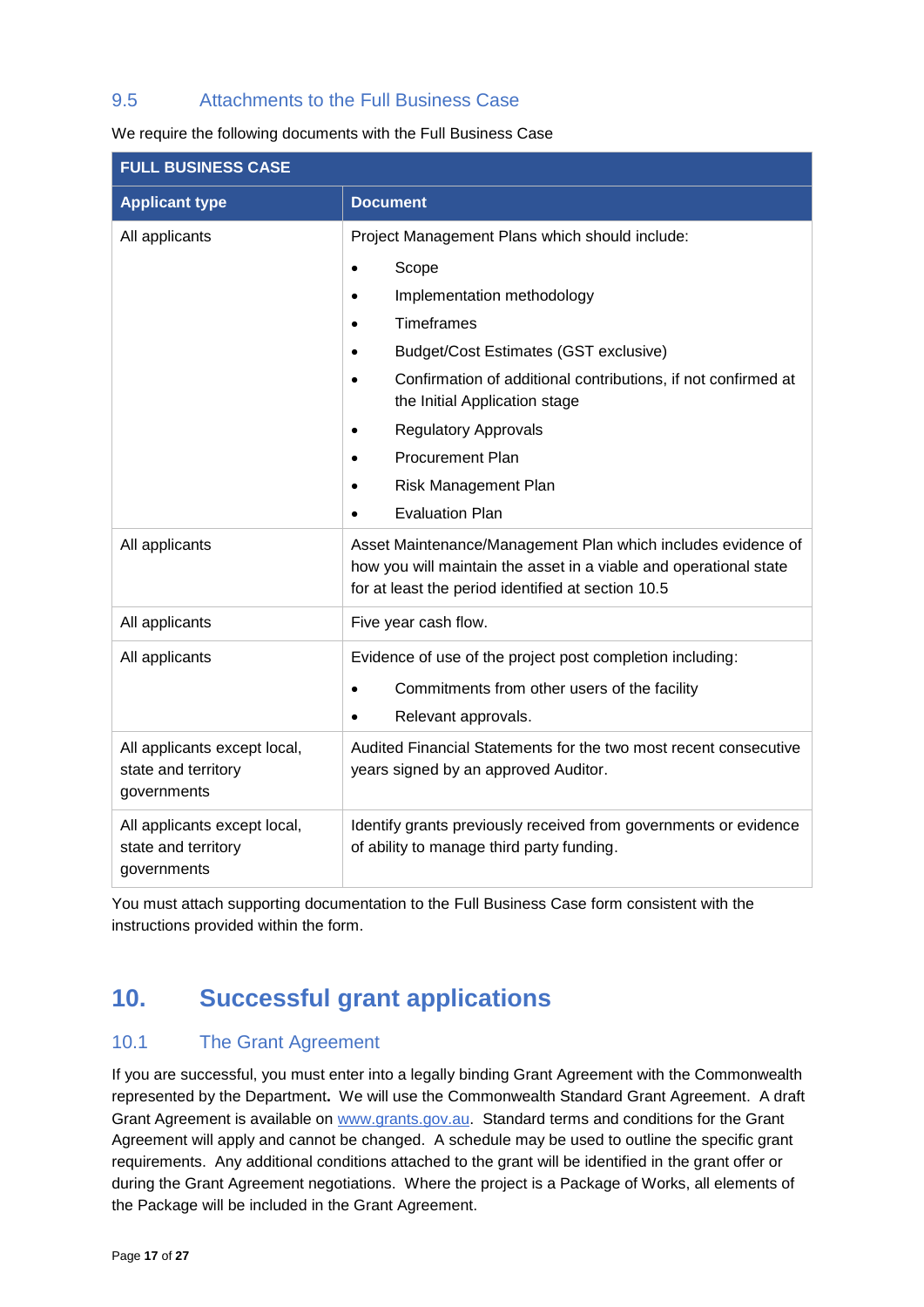## 9.5 Attachments to the Full Business Case

We require the following documents with the Full Business Case

| FULL BUSINESS CASE | |
|---|---|
| **Applicant type** | **Document** |
| All applicants | Project Management Plans which should include:<br>• Scope<br>• Implementation methodology<br>• Timeframes<br>• Budget/Cost Estimates (GST exclusive)<br>• Confirmation of additional contributions, if not confirmed at the Initial Application stage<br>• Regulatory Approvals<br>• Procurement Plan<br>• Risk Management Plan<br>• Evaluation Plan |
| All applicants | Asset Maintenance/Management Plan which includes evidence of how you will maintain the asset in a viable and operational state for at least the period identified at section 10.5 |
| All applicants | Five year cash flow. |
| All applicants | Evidence of use of the project post completion including:<br>• Commitments from other users of the facility<br>• Relevant approvals. |
| All applicants except local, state and territory governments | Audited Financial Statements for the two most recent consecutive years signed by an approved Auditor. |
| All applicants except local, state and territory governments | Identify grants previously received from governments or evidence of ability to manage third party funding. |

You must attach supporting documentation to the Full Business Case form consistent with the instructions provided within the form.

# 10. Successful grant applications

## 10.1 The Grant Agreement

If you are successful, you must enter into a legally binding Grant Agreement with the Commonwealth represented by the Department**.** We will use the Commonwealth Standard Grant Agreement. A draft Grant Agreement is available on [www.grants.gov.au](www.grants.gov.au). Standard terms and conditions for the Grant Agreement will apply and cannot be changed. A schedule may be used to outline the specific grant requirements. Any additional conditions attached to the grant will be identified in the grant offer or during the Grant Agreement negotiations. Where the project is a Package of Works, all elements of the Package will be included in the Grant Agreement.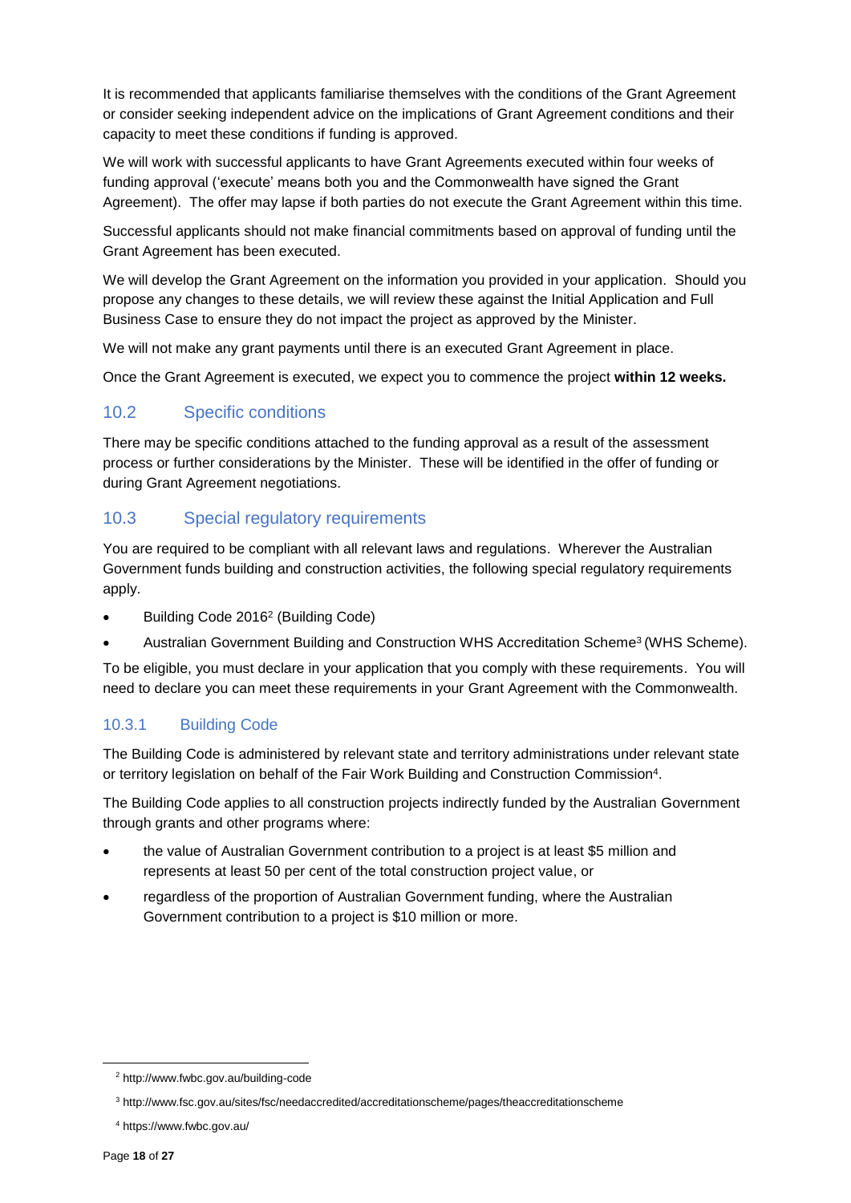It is recommended that applicants familiarise themselves with the conditions of the Grant Agreement or consider seeking independent advice on the implications of Grant Agreement conditions and their capacity to meet these conditions if funding is approved.

We will work with successful applicants to have Grant Agreements executed within four weeks of funding approval ('execute' means both you and the Commonwealth have signed the Grant Agreement). The offer may lapse if both parties do not execute the Grant Agreement within this time.

Successful applicants should not make financial commitments based on approval of funding until the Grant Agreement has been executed.

We will develop the Grant Agreement on the information you provided in your application. Should you propose any changes to these details, we will review these against the Initial Application and Full Business Case to ensure they do not impact the project as approved by the Minister.

We will not make any grant payments until there is an executed Grant Agreement in place.

Once the Grant Agreement is executed, we expect you to commence the project **within 12 weeks.**

## 10.2 Specific conditions

There may be specific conditions attached to the funding approval as a result of the assessment process or further considerations by the Minister. These will be identified in the offer of funding or during Grant Agreement negotiations.

## 10.3 Special regulatory requirements

You are required to be compliant with all relevant laws and regulations. Wherever the Australian Government funds building and construction activities, the following special regulatory requirements apply.

- Building Code 2016[2] (Building Code)
- Australian Government Building and Construction WHS Accreditation Scheme[3] (WHS Scheme).

To be eligible, you must declare in your application that you comply with these requirements. You will need to declare you can meet these requirements in your Grant Agreement with the Commonwealth.

### 10.3.1 Building Code

The Building Code is administered by relevant state and territory administrations under relevant state or territory legislation on behalf of the Fair Work Building and Construction Commission[4].

The Building Code applies to all construction projects indirectly funded by the Australian Government through grants and other programs where:

- the value of Australian Government contribution to a project is at least $5 million and represents at least 50 per cent of the total construction project value, or
- regardless of the proportion of Australian Government funding, where the Australian Government contribution to a project is $10 million or more.

---

[2] http://www.fwbc.gov.au/building-code

[3] http://www.fsc.gov.au/sites/fsc/needaccredited/accreditationscheme/pages/theaccreditationscheme

[4] https://www.fwbc.gov.au/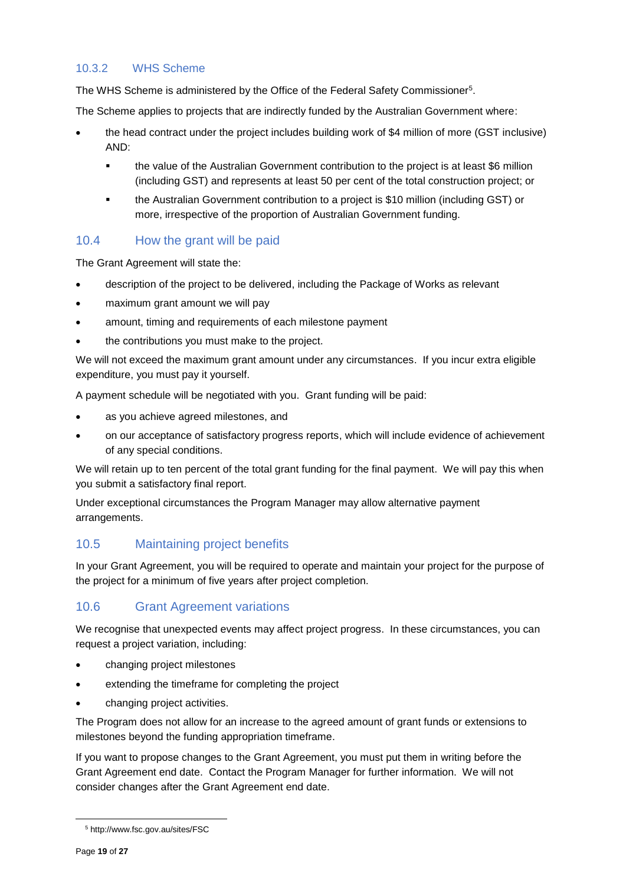### 10.3.2 WHS Scheme

The WHS Scheme is administered by the Office of the Federal Safety Commissioner[5].

The Scheme applies to projects that are indirectly funded by the Australian Government where:

- the head contract under the project includes building work of $4 million of more (GST inclusive) AND:
  - the value of the Australian Government contribution to the project is at least $6 million (including GST) and represents at least 50 per cent of the total construction project; or
  - the Australian Government contribution to a project is $10 million (including GST) or more, irrespective of the proportion of Australian Government funding.

## 10.4 How the grant will be paid

The Grant Agreement will state the:

- description of the project to be delivered, including the Package of Works as relevant
- maximum grant amount we will pay
- amount, timing and requirements of each milestone payment
- the contributions you must make to the project.

We will not exceed the maximum grant amount under any circumstances. If you incur extra eligible expenditure, you must pay it yourself.

A payment schedule will be negotiated with you. Grant funding will be paid:

- as you achieve agreed milestones, and
- on our acceptance of satisfactory progress reports, which will include evidence of achievement of any special conditions.

We will retain up to ten percent of the total grant funding for the final payment. We will pay this when you submit a satisfactory final report.

Under exceptional circumstances the Program Manager may allow alternative payment arrangements.

## 10.5 Maintaining project benefits

In your Grant Agreement, you will be required to operate and maintain your project for the purpose of the project for a minimum of five years after project completion.

## 10.6 Grant Agreement variations

We recognise that unexpected events may affect project progress. In these circumstances, you can request a project variation, including:

- changing project milestones
- extending the timeframe for completing the project
- changing project activities.

The Program does not allow for an increase to the agreed amount of grant funds or extensions to milestones beyond the funding appropriation timeframe.

If you want to propose changes to the Grant Agreement, you must put them in writing before the Grant Agreement end date. Contact the Program Manager for further information. We will not consider changes after the Grant Agreement end date.

---

[5] http://www.fsc.gov.au/sites/FSC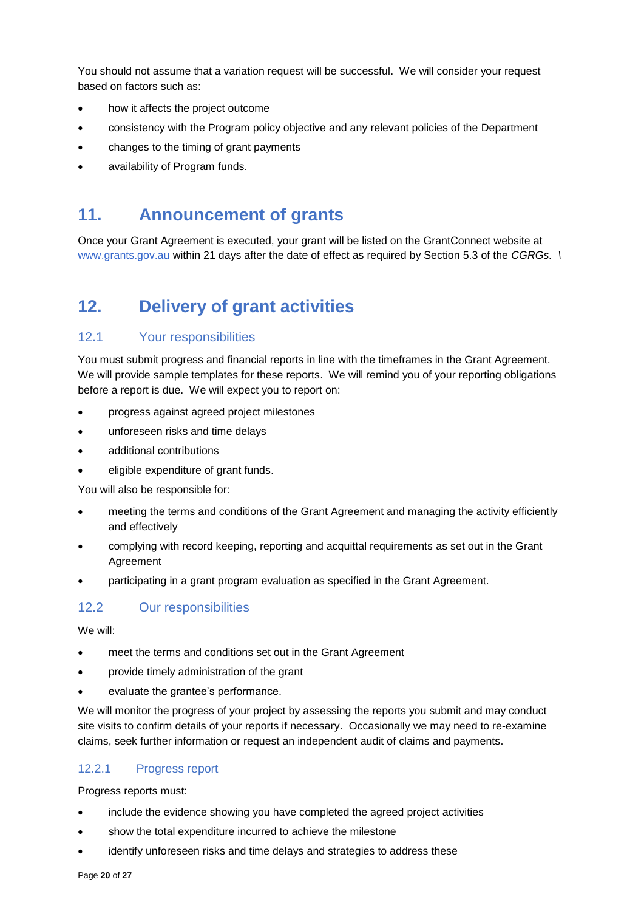You should not assume that a variation request will be successful. We will consider your request based on factors such as:

- how it affects the project outcome
- consistency with the Program policy objective and any relevant policies of the Department
- changes to the timing of grant payments
- availability of Program funds.

# 11. Announcement of grants

Once your Grant Agreement is executed, your grant will be listed on the GrantConnect website at [www.grants.gov.au](http://www.grants.gov.au) within 21 days after the date of effect as required by Section 5.3 of the *CGRGs.* \

# 12. Delivery of grant activities

## 12.1 Your responsibilities

You must submit progress and financial reports in line with the timeframes in the Grant Agreement. We will provide sample templates for these reports. We will remind you of your reporting obligations before a report is due. We will expect you to report on:

- progress against agreed project milestones
- unforeseen risks and time delays
- additional contributions
- eligible expenditure of grant funds.

You will also be responsible for:

- meeting the terms and conditions of the Grant Agreement and managing the activity efficiently and effectively
- complying with record keeping, reporting and acquittal requirements as set out in the Grant Agreement
- participating in a grant program evaluation as specified in the Grant Agreement.

## 12.2 Our responsibilities

We will:

- meet the terms and conditions set out in the Grant Agreement
- provide timely administration of the grant
- evaluate the grantee's performance.

We will monitor the progress of your project by assessing the reports you submit and may conduct site visits to confirm details of your reports if necessary. Occasionally we may need to re-examine claims, seek further information or request an independent audit of claims and payments.

### 12.2.1 Progress report

Progress reports must:

- include the evidence showing you have completed the agreed project activities
- show the total expenditure incurred to achieve the milestone
- identify unforeseen risks and time delays and strategies to address these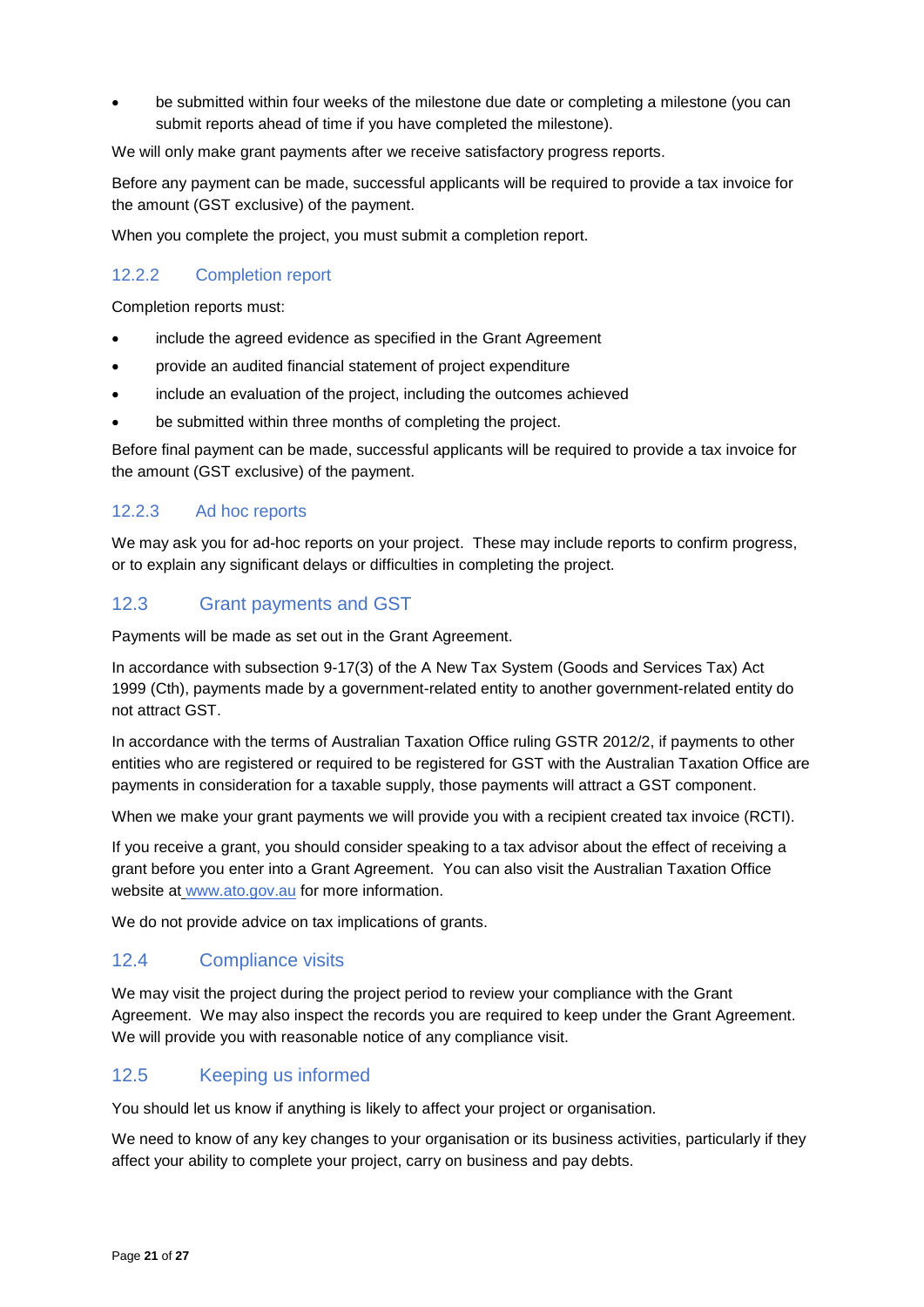- be submitted within four weeks of the milestone due date or completing a milestone (you can submit reports ahead of time if you have completed the milestone).

We will only make grant payments after we receive satisfactory progress reports.

Before any payment can be made, successful applicants will be required to provide a tax invoice for the amount (GST exclusive) of the payment.

When you complete the project, you must submit a completion report.

#### 12.2.2 Completion report

Completion reports must:

- include the agreed evidence as specified in the Grant Agreement
- provide an audited financial statement of project expenditure
- include an evaluation of the project, including the outcomes achieved
- be submitted within three months of completing the project.

Before final payment can be made, successful applicants will be required to provide a tax invoice for the amount (GST exclusive) of the payment.

#### 12.2.3 Ad hoc reports

We may ask you for ad-hoc reports on your project. These may include reports to confirm progress, or to explain any significant delays or difficulties in completing the project.

### 12.3 Grant payments and GST

Payments will be made as set out in the Grant Agreement.

In accordance with subsection 9-17(3) of the A New Tax System (Goods and Services Tax) Act 1999 (Cth), payments made by a government-related entity to another government-related entity do not attract GST.

In accordance with the terms of Australian Taxation Office ruling GSTR 2012/2, if payments to other entities who are registered or required to be registered for GST with the Australian Taxation Office are payments in consideration for a taxable supply, those payments will attract a GST component.

When we make your grant payments we will provide you with a recipient created tax invoice (RCTI).

If you receive a grant, you should consider speaking to a tax advisor about the effect of receiving a grant before you enter into a Grant Agreement. You can also visit the Australian Taxation Office website at www.ato.gov.au for more information.

We do not provide advice on tax implications of grants.

### 12.4 Compliance visits

We may visit the project during the project period to review your compliance with the Grant Agreement. We may also inspect the records you are required to keep under the Grant Agreement. We will provide you with reasonable notice of any compliance visit.

### 12.5 Keeping us informed

You should let us know if anything is likely to affect your project or organisation.

We need to know of any key changes to your organisation or its business activities, particularly if they affect your ability to complete your project, carry on business and pay debts.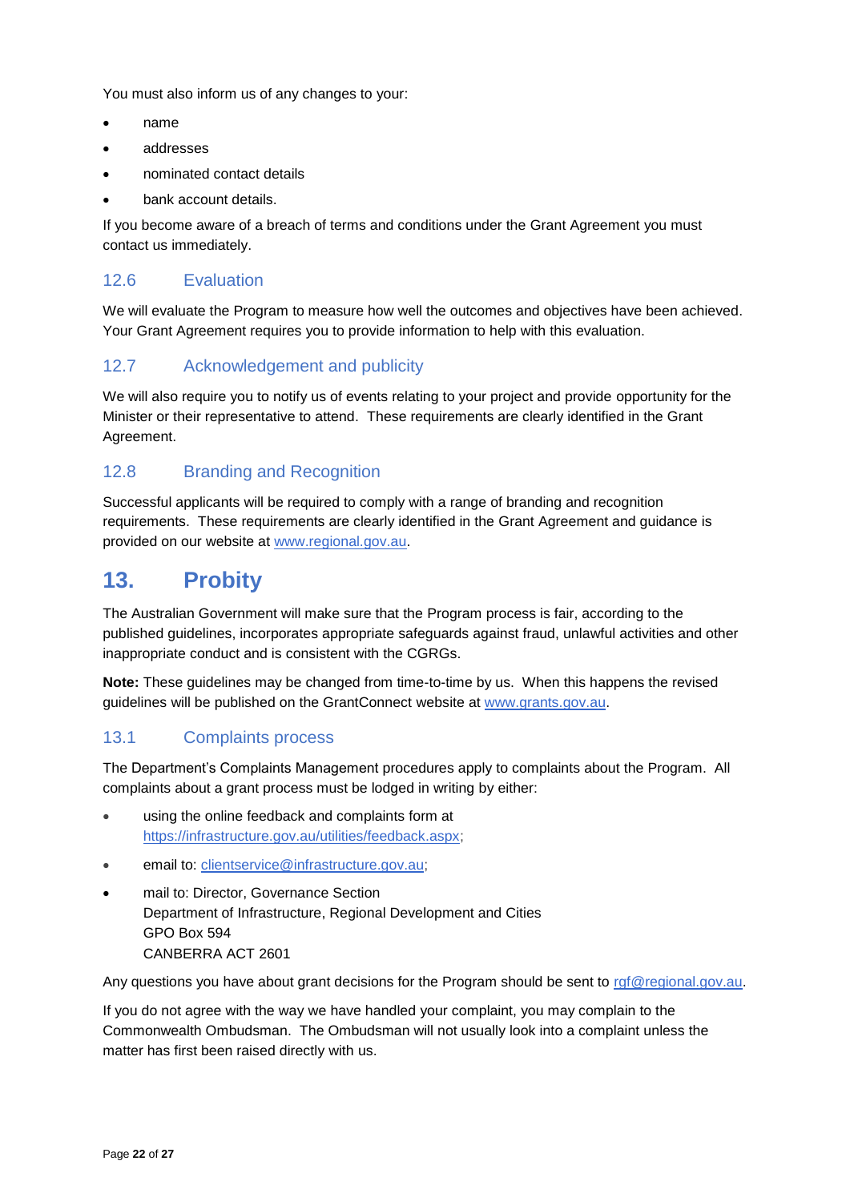You must also inform us of any changes to your:

- name
- addresses
- nominated contact details
- bank account details.

If you become aware of a breach of terms and conditions under the Grant Agreement you must contact us immediately.

### 12.6 Evaluation

We will evaluate the Program to measure how well the outcomes and objectives have been achieved. Your Grant Agreement requires you to provide information to help with this evaluation.

### 12.7 Acknowledgement and publicity

We will also require you to notify us of events relating to your project and provide opportunity for the Minister or their representative to attend. These requirements are clearly identified in the Grant Agreement.

### 12.8 Branding and Recognition

Successful applicants will be required to comply with a range of branding and recognition requirements. These requirements are clearly identified in the Grant Agreement and guidance is provided on our website at www.regional.gov.au.

## 13. Probity

The Australian Government will make sure that the Program process is fair, according to the published guidelines, incorporates appropriate safeguards against fraud, unlawful activities and other inappropriate conduct and is consistent with the CGRGs.

**Note:** These guidelines may be changed from time-to-time by us. When this happens the revised guidelines will be published on the GrantConnect website at www.grants.gov.au.

### 13.1 Complaints process

The Department's Complaints Management procedures apply to complaints about the Program. All complaints about a grant process must be lodged in writing by either:

- using the online feedback and complaints form at https://infrastructure.gov.au/utilities/feedback.aspx;
- email to: clientservice@infrastructure.gov.au;
- mail to: Director, Governance Section  
  Department of Infrastructure, Regional Development and Cities  
  GPO Box 594  
  CANBERRA ACT 2601

Any questions you have about grant decisions for the Program should be sent to rgf@regional.gov.au.

If you do not agree with the way we have handled your complaint, you may complain to the Commonwealth Ombudsman. The Ombudsman will not usually look into a complaint unless the matter has first been raised directly with us.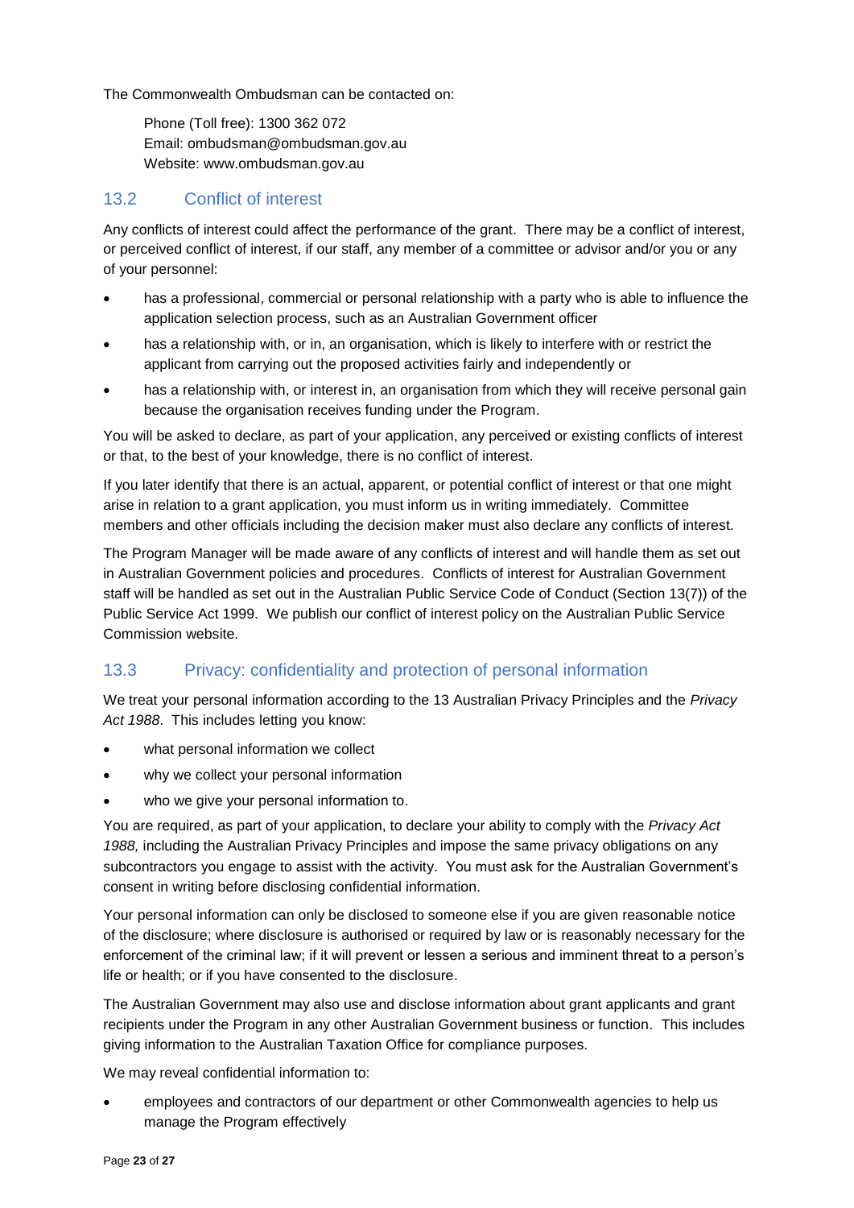The Commonwealth Ombudsman can be contacted on:

> Phone (Toll free): 1300 362 072
> Email: ombudsman@ombudsman.gov.au
> Website: www.ombudsman.gov.au

## 13.2 Conflict of interest

Any conflicts of interest could affect the performance of the grant. There may be a conflict of interest, or perceived conflict of interest, if our staff, any member of a committee or advisor and/or you or any of your personnel:

- has a professional, commercial or personal relationship with a party who is able to influence the application selection process, such as an Australian Government officer
- has a relationship with, or in, an organisation, which is likely to interfere with or restrict the applicant from carrying out the proposed activities fairly and independently or
- has a relationship with, or interest in, an organisation from which they will receive personal gain because the organisation receives funding under the Program.

You will be asked to declare, as part of your application, any perceived or existing conflicts of interest or that, to the best of your knowledge, there is no conflict of interest.

If you later identify that there is an actual, apparent, or potential conflict of interest or that one might arise in relation to a grant application, you must inform us in writing immediately. Committee members and other officials including the decision maker must also declare any conflicts of interest.

The Program Manager will be made aware of any conflicts of interest and will handle them as set out in Australian Government policies and procedures. Conflicts of interest for Australian Government staff will be handled as set out in the Australian Public Service Code of Conduct (Section 13(7)) of the Public Service Act 1999. We publish our conflict of interest policy on the Australian Public Service Commission website.

## 13.3 Privacy: confidentiality and protection of personal information

We treat your personal information according to the 13 Australian Privacy Principles and the *Privacy Act 1988*. This includes letting you know:

- what personal information we collect
- why we collect your personal information
- who we give your personal information to.

You are required, as part of your application, to declare your ability to comply with the *Privacy Act 1988,* including the Australian Privacy Principles and impose the same privacy obligations on any subcontractors you engage to assist with the activity. You must ask for the Australian Government's consent in writing before disclosing confidential information.

Your personal information can only be disclosed to someone else if you are given reasonable notice of the disclosure; where disclosure is authorised or required by law or is reasonably necessary for the enforcement of the criminal law; if it will prevent or lessen a serious and imminent threat to a person's life or health; or if you have consented to the disclosure.

The Australian Government may also use and disclose information about grant applicants and grant recipients under the Program in any other Australian Government business or function. This includes giving information to the Australian Taxation Office for compliance purposes.

We may reveal confidential information to:

- employees and contractors of our department or other Commonwealth agencies to help us manage the Program effectively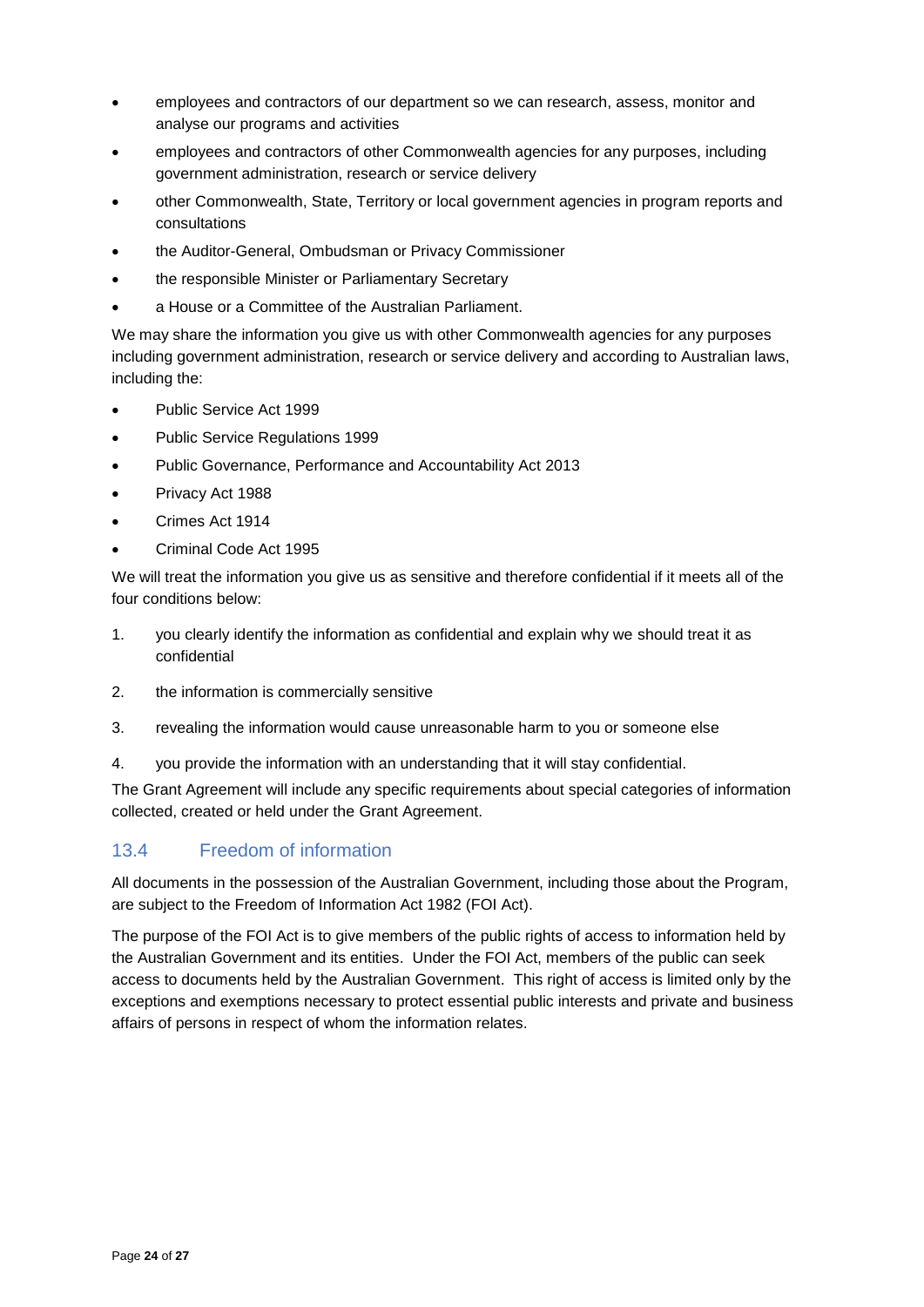- employees and contractors of our department so we can research, assess, monitor and analyse our programs and activities
- employees and contractors of other Commonwealth agencies for any purposes, including government administration, research or service delivery
- other Commonwealth, State, Territory or local government agencies in program reports and consultations
- the Auditor-General, Ombudsman or Privacy Commissioner
- the responsible Minister or Parliamentary Secretary
- a House or a Committee of the Australian Parliament.

We may share the information you give us with other Commonwealth agencies for any purposes including government administration, research or service delivery and according to Australian laws, including the:

- Public Service Act 1999
- Public Service Regulations 1999
- Public Governance, Performance and Accountability Act 2013
- Privacy Act 1988
- Crimes Act 1914
- Criminal Code Act 1995

We will treat the information you give us as sensitive and therefore confidential if it meets all of the four conditions below:

1. you clearly identify the information as confidential and explain why we should treat it as confidential
2. the information is commercially sensitive
3. revealing the information would cause unreasonable harm to you or someone else
4. you provide the information with an understanding that it will stay confidential.

The Grant Agreement will include any specific requirements about special categories of information collected, created or held under the Grant Agreement.

## 13.4 Freedom of information

All documents in the possession of the Australian Government, including those about the Program, are subject to the Freedom of Information Act 1982 (FOI Act).

The purpose of the FOI Act is to give members of the public rights of access to information held by the Australian Government and its entities. Under the FOI Act, members of the public can seek access to documents held by the Australian Government. This right of access is limited only by the exceptions and exemptions necessary to protect essential public interests and private and business affairs of persons in respect of whom the information relates.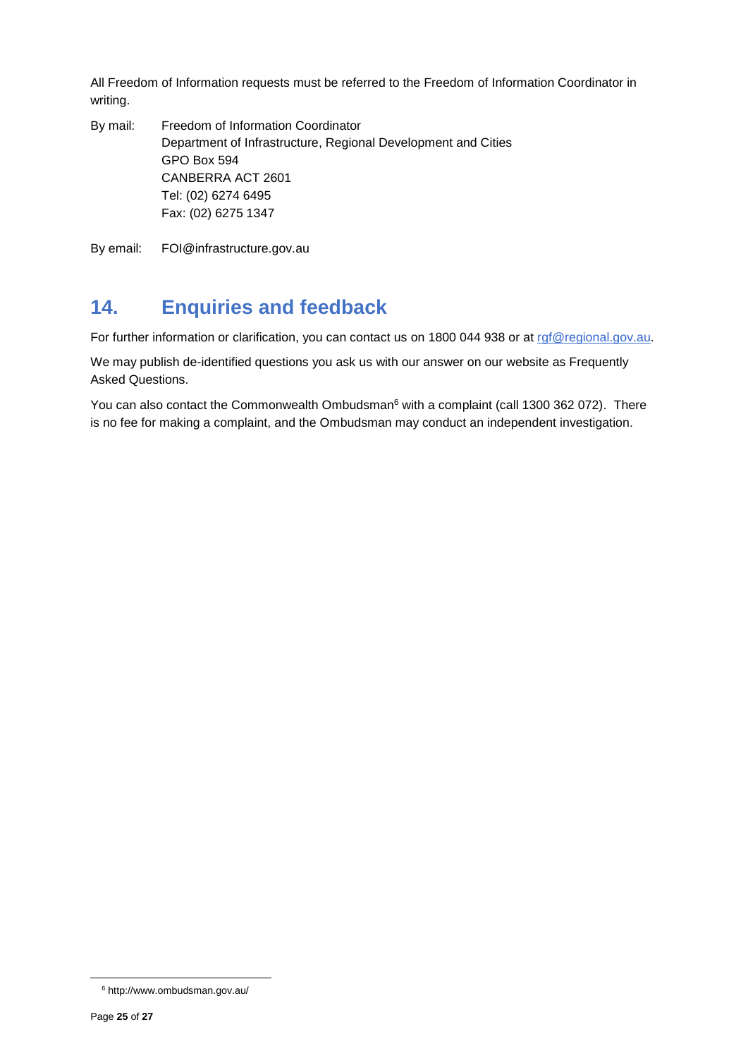All Freedom of Information requests must be referred to the Freedom of Information Coordinator in writing.

By mail: Freedom of Information Coordinator
Department of Infrastructure, Regional Development and Cities
GPO Box 594
CANBERRA ACT 2601
Tel: (02) 6274 6495
Fax: (02) 6275 1347

By email: FOI@infrastructure.gov.au

## 14. Enquiries and feedback

For further information or clarification, you can contact us on 1800 044 938 or at rgf@regional.gov.au.

We may publish de-identified questions you ask us with our answer on our website as Frequently Asked Questions.

You can also contact the Commonwealth Ombudsman[6] with a complaint (call 1300 362 072). There is no fee for making a complaint, and the Ombudsman may conduct an independent investigation.

[6] http://www.ombudsman.gov.au/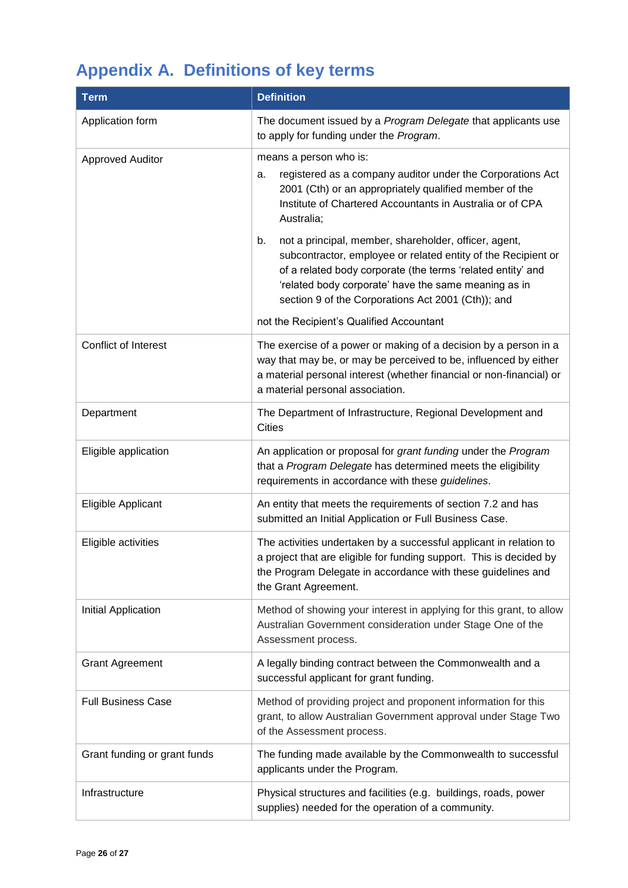# Appendix A. Definitions of key terms

| Term | Definition |
| --- | --- |
| Application form | The document issued by a *Program Delegate* that applicants use to apply for funding under the *Program*. |
| Approved Auditor | means a person who is: a. registered as a company auditor under the Corporations Act 2001 (Cth) or an appropriately qualified member of the Institute of Chartered Accountants in Australia or of CPA Australia; b. not a principal, member, shareholder, officer, agent, subcontractor, employee or related entity of the Recipient or of a related body corporate (the terms 'related entity' and 'related body corporate' have the same meaning as in section 9 of the Corporations Act 2001 (Cth)); and not the Recipient's Qualified Accountant |
| Conflict of Interest | The exercise of a power or making of a decision by a person in a way that may be, or may be perceived to be, influenced by either a material personal interest (whether financial or non-financial) or a material personal association. |
| Department | The Department of Infrastructure, Regional Development and Cities |
| Eligible application | An application or proposal for *grant funding* under the *Program* that a *Program Delegate* has determined meets the eligibility requirements in accordance with these *guidelines*. |
| Eligible Applicant | An entity that meets the requirements of section 7.2 and has submitted an Initial Application or Full Business Case. |
| Eligible activities | The activities undertaken by a successful applicant in relation to a project that are eligible for funding support. This is decided by the Program Delegate in accordance with these guidelines and the Grant Agreement. |
| Initial Application | Method of showing your interest in applying for this grant, to allow Australian Government consideration under Stage One of the Assessment process. |
| Grant Agreement | A legally binding contract between the Commonwealth and a successful applicant for grant funding. |
| Full Business Case | Method of providing project and proponent information for this grant, to allow Australian Government approval under Stage Two of the Assessment process. |
| Grant funding or grant funds | The funding made available by the Commonwealth to successful applicants under the Program. |
| Infrastructure | Physical structures and facilities (e.g. buildings, roads, power supplies) needed for the operation of a community. |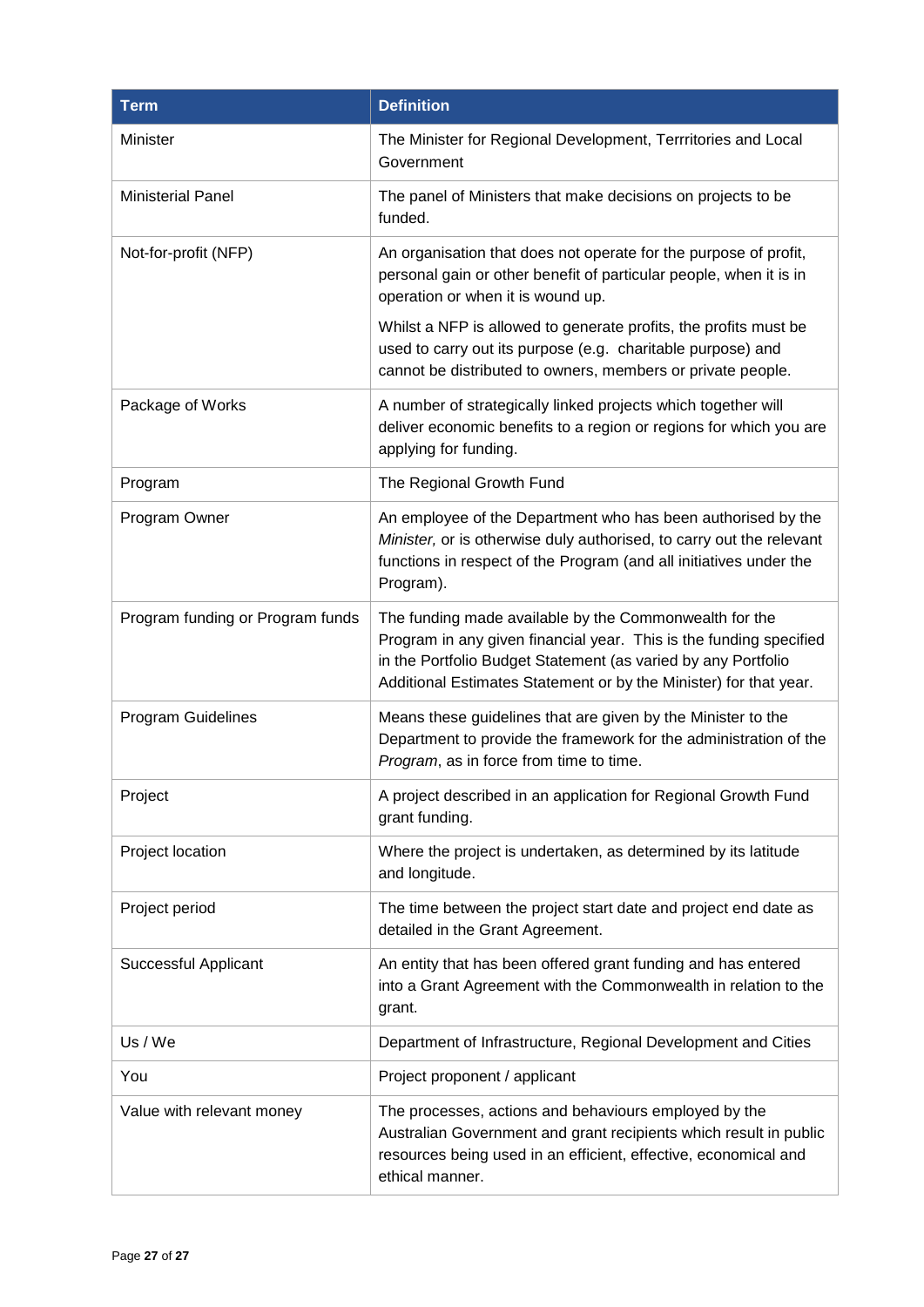| Term | Definition |
| --- | --- |
| Minister | The Minister for Regional Development, Terrritories and Local Government |
| Ministerial Panel | The panel of Ministers that make decisions on projects to be funded. |
| Not-for-profit (NFP) | An organisation that does not operate for the purpose of profit, personal gain or other benefit of particular people, when it is in operation or when it is wound up.<br><br>Whilst a NFP is allowed to generate profits, the profits must be used to carry out its purpose (e.g. charitable purpose) and cannot be distributed to owners, members or private people. |
| Package of Works | A number of strategically linked projects which together will deliver economic benefits to a region or regions for which you are applying for funding. |
| Program | The Regional Growth Fund |
| Program Owner | An employee of the Department who has been authorised by the *Minister,* or is otherwise duly authorised, to carry out the relevant functions in respect of the Program (and all initiatives under the Program). |
| Program funding or Program funds | The funding made available by the Commonwealth for the Program in any given financial year. This is the funding specified in the Portfolio Budget Statement (as varied by any Portfolio Additional Estimates Statement or by the Minister) for that year. |
| Program Guidelines | Means these guidelines that are given by the Minister to the Department to provide the framework for the administration of the *Program*, as in force from time to time. |
| Project | A project described in an application for Regional Growth Fund grant funding. |
| Project location | Where the project is undertaken, as determined by its latitude and longitude. |
| Project period | The time between the project start date and project end date as detailed in the Grant Agreement. |
| Successful Applicant | An entity that has been offered grant funding and has entered into a Grant Agreement with the Commonwealth in relation to the grant. |
| Us / We | Department of Infrastructure, Regional Development and Cities |
| You | Project proponent / applicant |
| Value with relevant money | The processes, actions and behaviours employed by the Australian Government and grant recipients which result in public resources being used in an efficient, effective, economical and ethical manner. |